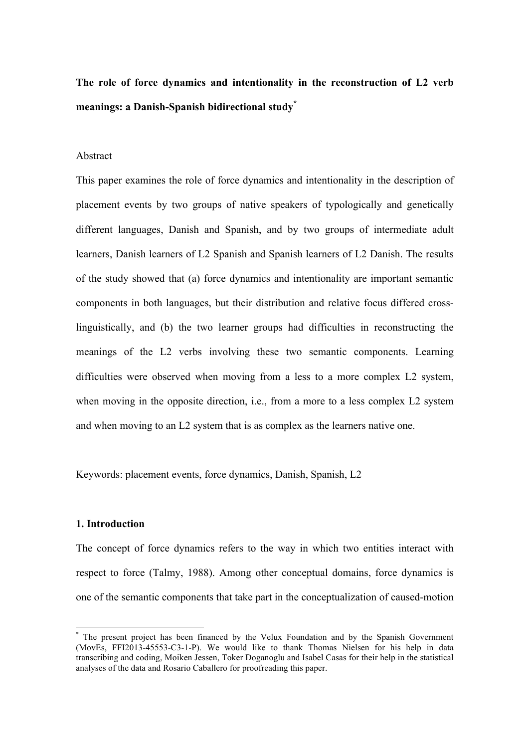**The role of force dynamics and intentionality in the reconstruction of L2 verb meanings: a Danish-Spanish bidirectional study**[*]

Abstract

This paper examines the role of force dynamics and intentionality in the description of placement events by two groups of native speakers of typologically and genetically different languages, Danish and Spanish, and by two groups of intermediate adult learners, Danish learners of L2 Spanish and Spanish learners of L2 Danish. The results of the study showed that (a) force dynamics and intentionality are important semantic components in both languages, but their distribution and relative focus differed cross-linguistically, and (b) the two learner groups had difficulties in reconstructing the meanings of the L2 verbs involving these two semantic components. Learning difficulties were observed when moving from a less to a more complex L2 system, when moving in the opposite direction, i.e., from a more to a less complex L2 system and when moving to an L2 system that is as complex as the learners native one.

Keywords: placement events, force dynamics, Danish, Spanish, L2

## 1. Introduction

The concept of force dynamics refers to the way in which two entities interact with respect to force (Talmy, 1988). Among other conceptual domains, force dynamics is one of the semantic components that take part in the conceptualization of caused-motion

[*] The present project has been financed by the Velux Foundation and by the Spanish Government (MovEs, FFI2013-45553-C3-1-P). We would like to thank Thomas Nielsen for his help in data transcribing and coding, Moiken Jessen, Toker Doganoglu and Isabel Casas for their help in the statistical analyses of the data and Rosario Caballero for proofreading this paper.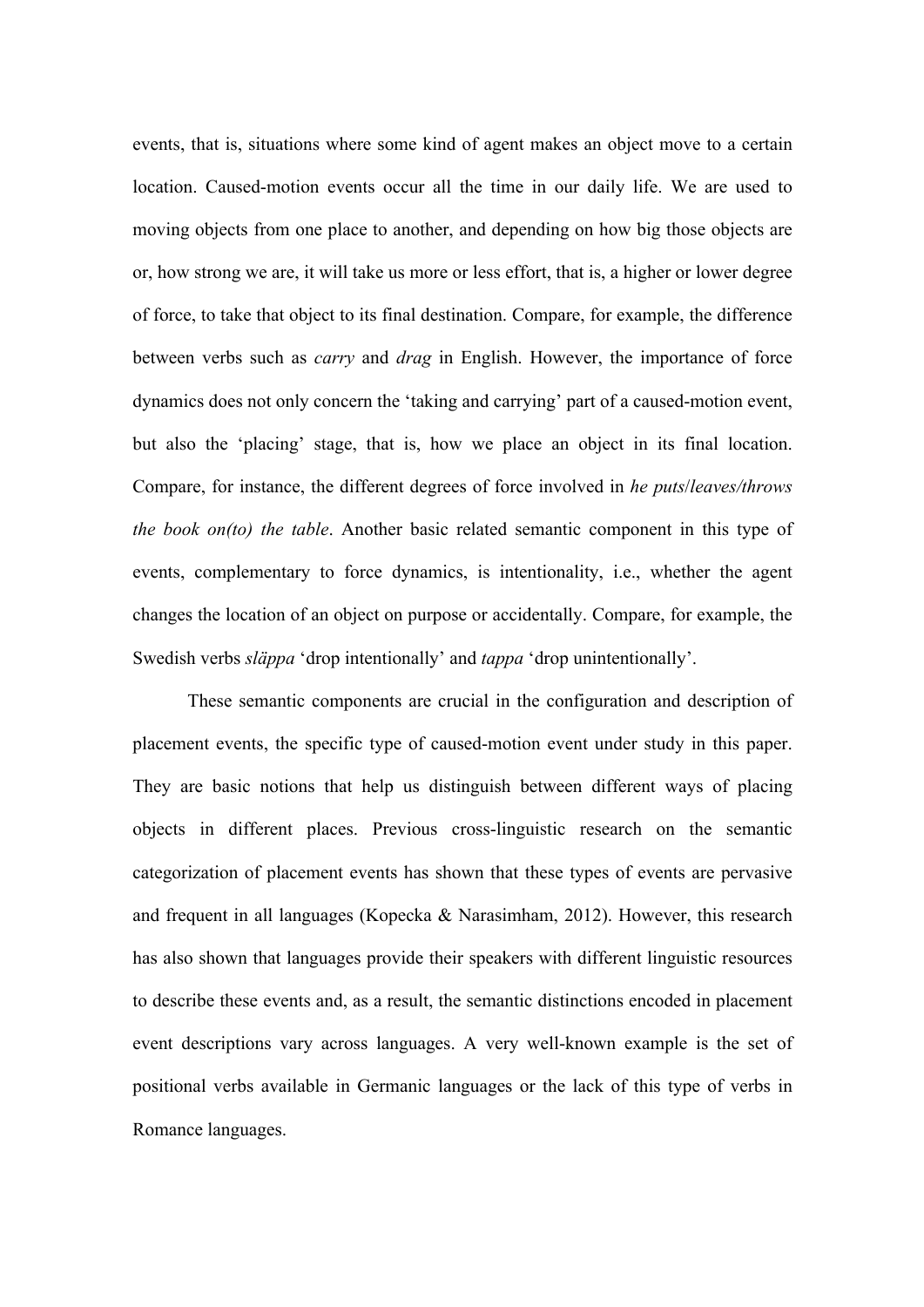events, that is, situations where some kind of agent makes an object move to a certain location. Caused-motion events occur all the time in our daily life. We are used to moving objects from one place to another, and depending on how big those objects are or, how strong we are, it will take us more or less effort, that is, a higher or lower degree of force, to take that object to its final destination. Compare, for example, the difference between verbs such as *carry* and *drag* in English. However, the importance of force dynamics does not only concern the 'taking and carrying' part of a caused-motion event, but also the 'placing' stage, that is, how we place an object in its final location. Compare, for instance, the different degrees of force involved in *he puts/leaves/throws the book on(to) the table*. Another basic related semantic component in this type of events, complementary to force dynamics, is intentionality, i.e., whether the agent changes the location of an object on purpose or accidentally. Compare, for example, the Swedish verbs *släppa* 'drop intentionally' and *tappa* 'drop unintentionally'.

These semantic components are crucial in the configuration and description of placement events, the specific type of caused-motion event under study in this paper. They are basic notions that help us distinguish between different ways of placing objects in different places. Previous cross-linguistic research on the semantic categorization of placement events has shown that these types of events are pervasive and frequent in all languages (Kopecka & Narasimham, 2012). However, this research has also shown that languages provide their speakers with different linguistic resources to describe these events and, as a result, the semantic distinctions encoded in placement event descriptions vary across languages. A very well-known example is the set of positional verbs available in Germanic languages or the lack of this type of verbs in Romance languages.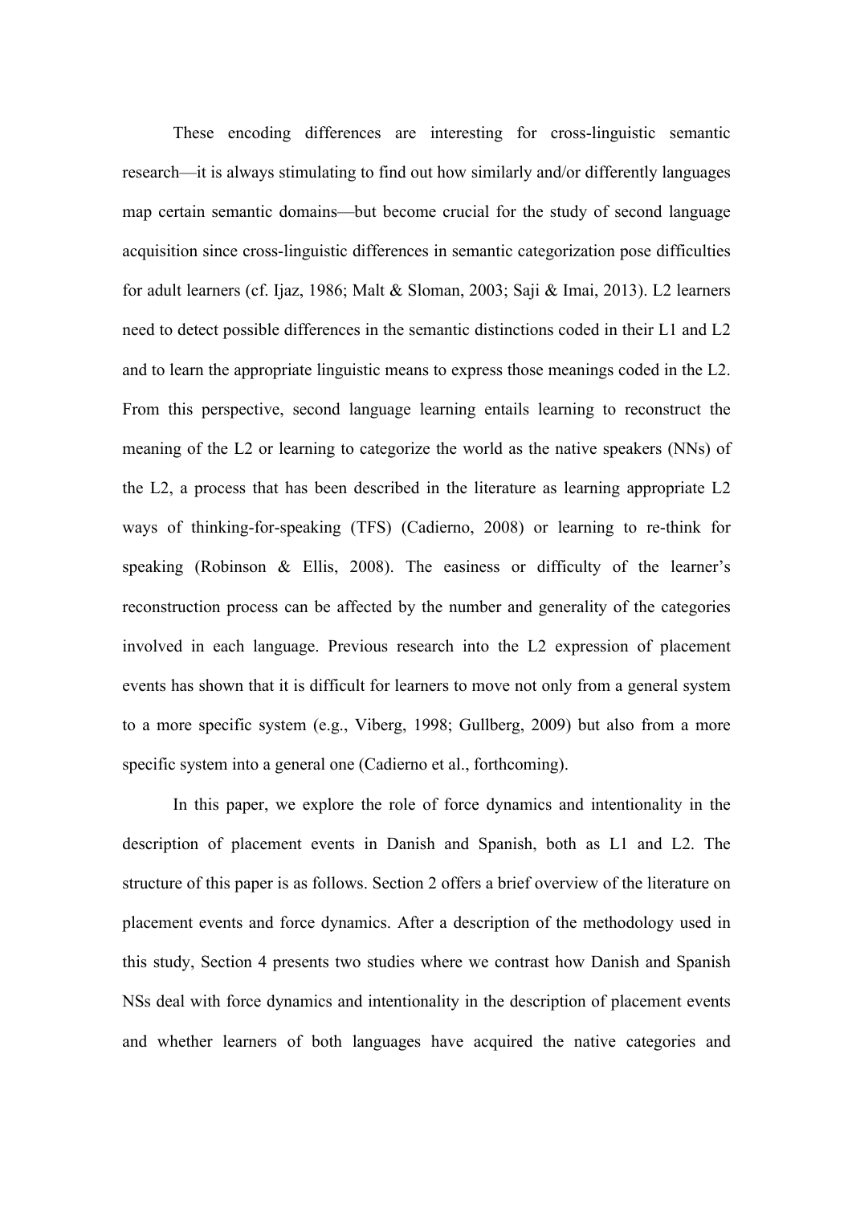These encoding differences are interesting for cross-linguistic semantic research—it is always stimulating to find out how similarly and/or differently languages map certain semantic domains—but become crucial for the study of second language acquisition since cross-linguistic differences in semantic categorization pose difficulties for adult learners (cf. Ijaz, 1986; Malt & Sloman, 2003; Saji & Imai, 2013). L2 learners need to detect possible differences in the semantic distinctions coded in their L1 and L2 and to learn the appropriate linguistic means to express those meanings coded in the L2. From this perspective, second language learning entails learning to reconstruct the meaning of the L2 or learning to categorize the world as the native speakers (NNs) of the L2, a process that has been described in the literature as learning appropriate L2 ways of thinking-for-speaking (TFS) (Cadierno, 2008) or learning to re-think for speaking (Robinson & Ellis, 2008). The easiness or difficulty of the learner's reconstruction process can be affected by the number and generality of the categories involved in each language. Previous research into the L2 expression of placement events has shown that it is difficult for learners to move not only from a general system to a more specific system (e.g., Viberg, 1998; Gullberg, 2009) but also from a more specific system into a general one (Cadierno et al., forthcoming).

In this paper, we explore the role of force dynamics and intentionality in the description of placement events in Danish and Spanish, both as L1 and L2. The structure of this paper is as follows. Section 2 offers a brief overview of the literature on placement events and force dynamics. After a description of the methodology used in this study, Section 4 presents two studies where we contrast how Danish and Spanish NSs deal with force dynamics and intentionality in the description of placement events and whether learners of both languages have acquired the native categories and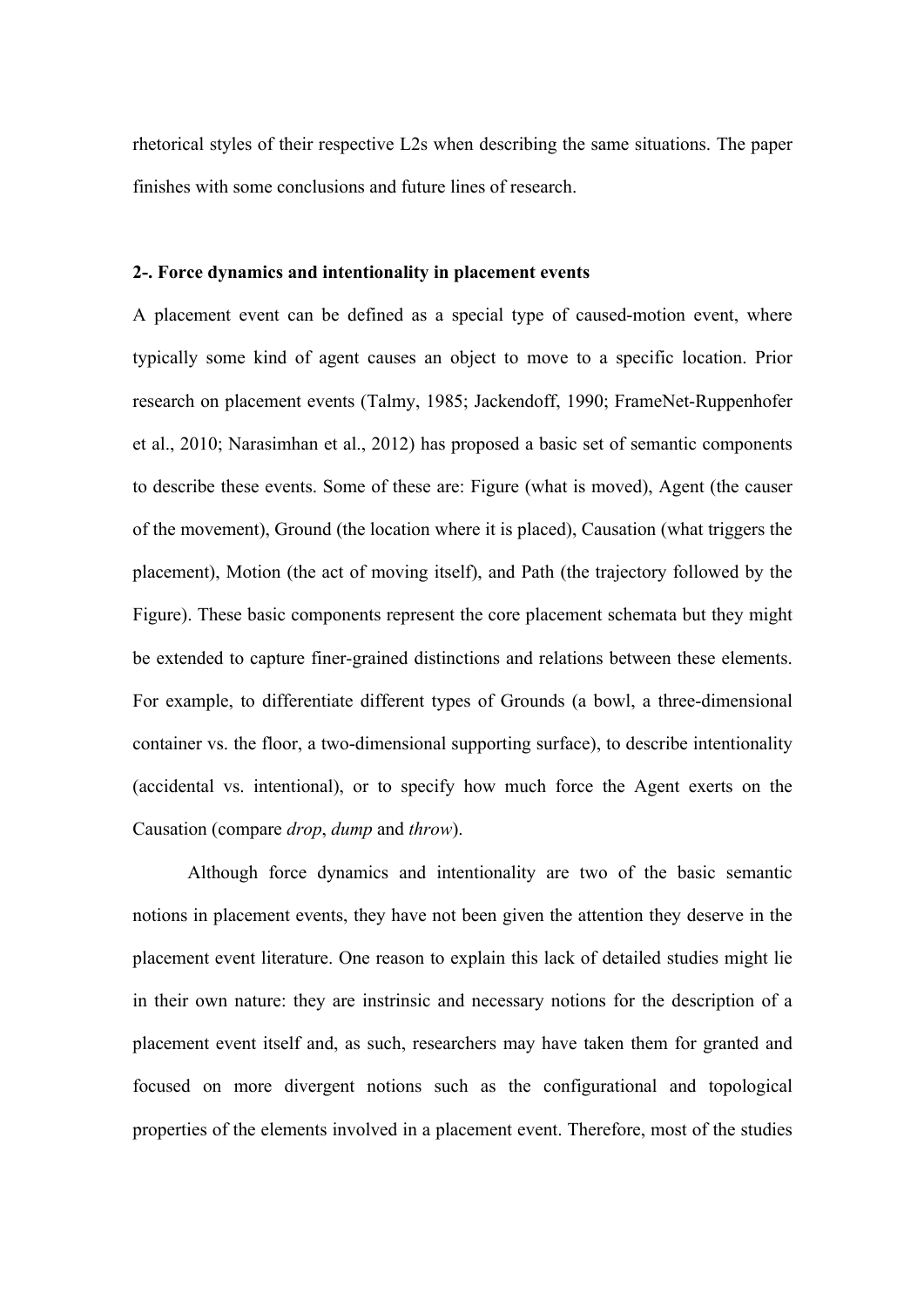rhetorical styles of their respective L2s when describing the same situations. The paper finishes with some conclusions and future lines of research.

## 2-. Force dynamics and intentionality in placement events

A placement event can be defined as a special type of caused-motion event, where typically some kind of agent causes an object to move to a specific location. Prior research on placement events (Talmy, 1985; Jackendoff, 1990; FrameNet-Ruppenhofer et al., 2010; Narasimhan et al., 2012) has proposed a basic set of semantic components to describe these events. Some of these are: Figure (what is moved), Agent (the causer of the movement), Ground (the location where it is placed), Causation (what triggers the placement), Motion (the act of moving itself), and Path (the trajectory followed by the Figure). These basic components represent the core placement schemata but they might be extended to capture finer-grained distinctions and relations between these elements. For example, to differentiate different types of Grounds (a bowl, a three-dimensional container vs. the floor, a two-dimensional supporting surface), to describe intentionality (accidental vs. intentional), or to specify how much force the Agent exerts on the Causation (compare *drop*, *dump* and *throw*).

Although force dynamics and intentionality are two of the basic semantic notions in placement events, they have not been given the attention they deserve in the placement event literature. One reason to explain this lack of detailed studies might lie in their own nature: they are instrinsic and necessary notions for the description of a placement event itself and, as such, researchers may have taken them for granted and focused on more divergent notions such as the configurational and topological properties of the elements involved in a placement event. Therefore, most of the studies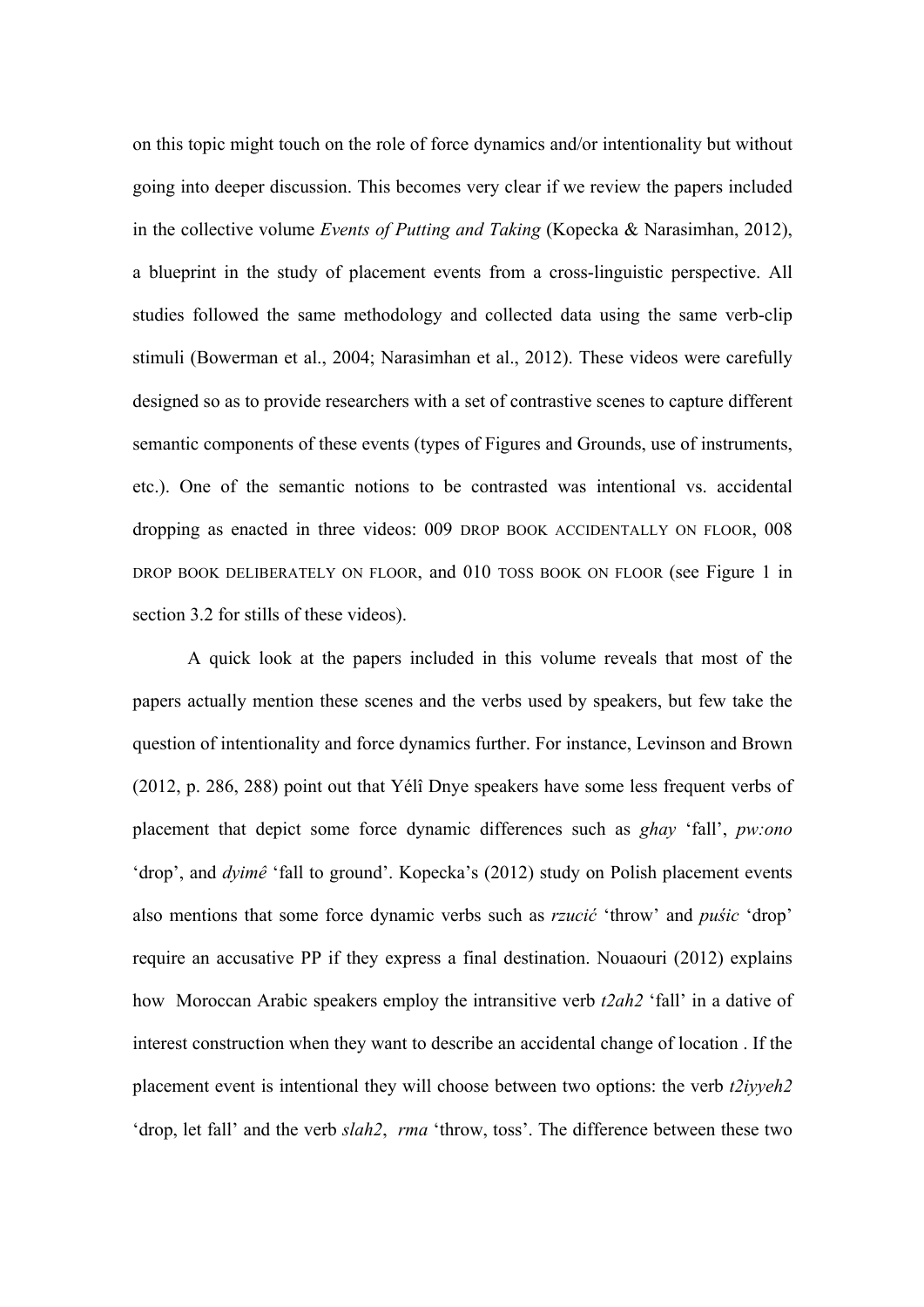on this topic might touch on the role of force dynamics and/or intentionality but without going into deeper discussion. This becomes very clear if we review the papers included in the collective volume *Events of Putting and Taking* (Kopecka & Narasimhan, 2012), a blueprint in the study of placement events from a cross-linguistic perspective. All studies followed the same methodology and collected data using the same verb-clip stimuli (Bowerman et al., 2004; Narasimhan et al., 2012). These videos were carefully designed so as to provide researchers with a set of contrastive scenes to capture different semantic components of these events (types of Figures and Grounds, use of instruments, etc.). One of the semantic notions to be contrasted was intentional vs. accidental dropping as enacted in three videos: 009 DROP BOOK ACCIDENTALLY ON FLOOR, 008 DROP BOOK DELIBERATELY ON FLOOR, and 010 TOSS BOOK ON FLOOR (see Figure 1 in section 3.2 for stills of these videos).

A quick look at the papers included in this volume reveals that most of the papers actually mention these scenes and the verbs used by speakers, but few take the question of intentionality and force dynamics further. For instance, Levinson and Brown (2012, p. 286, 288) point out that Yélî Dnye speakers have some less frequent verbs of placement that depict some force dynamic differences such as *ghay* 'fall', *pw:ono* 'drop', and *dyimê* 'fall to ground'. Kopecka's (2012) study on Polish placement events also mentions that some force dynamic verbs such as *rzucić* 'throw' and *puśic* 'drop' require an accusative PP if they express a final destination. Nouaouri (2012) explains how Moroccan Arabic speakers employ the intransitive verb *t2ah2* 'fall' in a dative of interest construction when they want to describe an accidental change of location . If the placement event is intentional they will choose between two options: the verb *t2iyyeh2* 'drop, let fall' and the verb *slah2*, *rma* 'throw, toss'. The difference between these two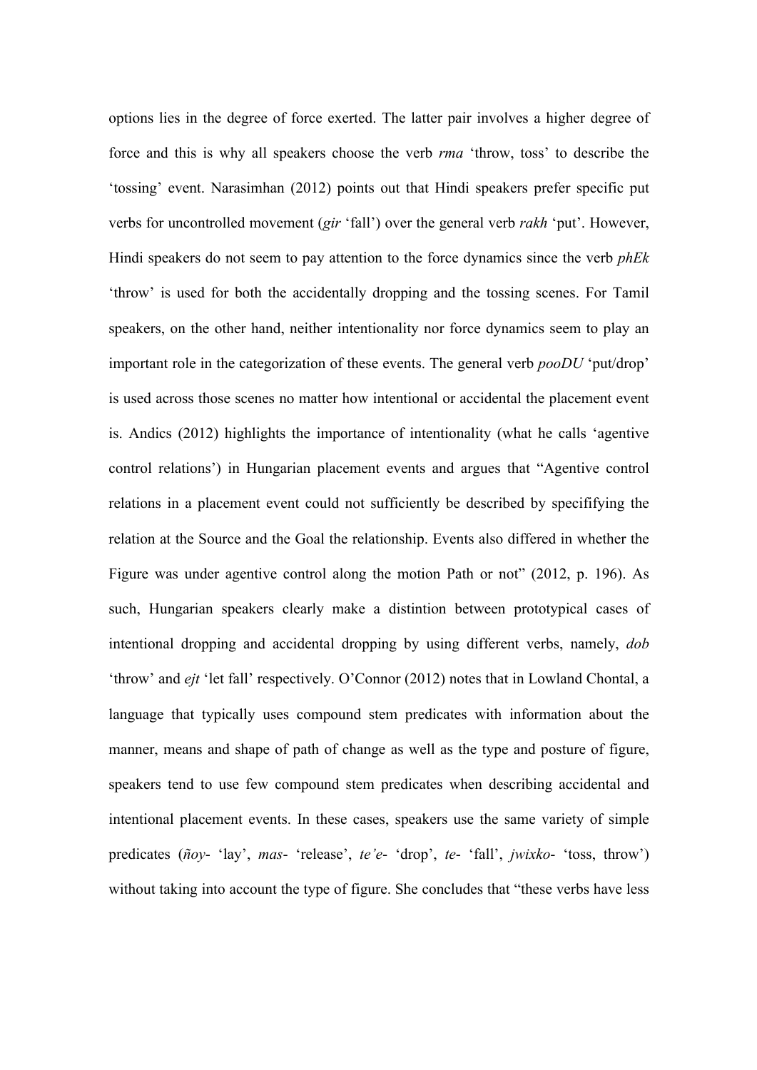options lies in the degree of force exerted. The latter pair involves a higher degree of force and this is why all speakers choose the verb *rma* 'throw, toss' to describe the 'tossing' event. Narasimhan (2012) points out that Hindi speakers prefer specific put verbs for uncontrolled movement (*gir* 'fall') over the general verb *rakh* 'put'. However, Hindi speakers do not seem to pay attention to the force dynamics since the verb *phEk* 'throw' is used for both the accidentally dropping and the tossing scenes. For Tamil speakers, on the other hand, neither intentionality nor force dynamics seem to play an important role in the categorization of these events. The general verb *pooDU* 'put/drop' is used across those scenes no matter how intentional or accidental the placement event is. Andics (2012) highlights the importance of intentionality (what he calls 'agentive control relations') in Hungarian placement events and argues that "Agentive control relations in a placement event could not sufficiently be described by specififying the relation at the Source and the Goal the relationship. Events also differed in whether the Figure was under agentive control along the motion Path or not" (2012, p. 196). As such, Hungarian speakers clearly make a distintion between prototypical cases of intentional dropping and accidental dropping by using different verbs, namely, *dob* 'throw' and *ejt* 'let fall' respectively. O'Connor (2012) notes that in Lowland Chontal, a language that typically uses compound stem predicates with information about the manner, means and shape of path of change as well as the type and posture of figure, speakers tend to use few compound stem predicates when describing accidental and intentional placement events. In these cases, speakers use the same variety of simple predicates (*ñoy-* 'lay', *mas-* 'release', *te'e-* 'drop', *te-* 'fall', *jwixko-* 'toss, throw') without taking into account the type of figure. She concludes that "these verbs have less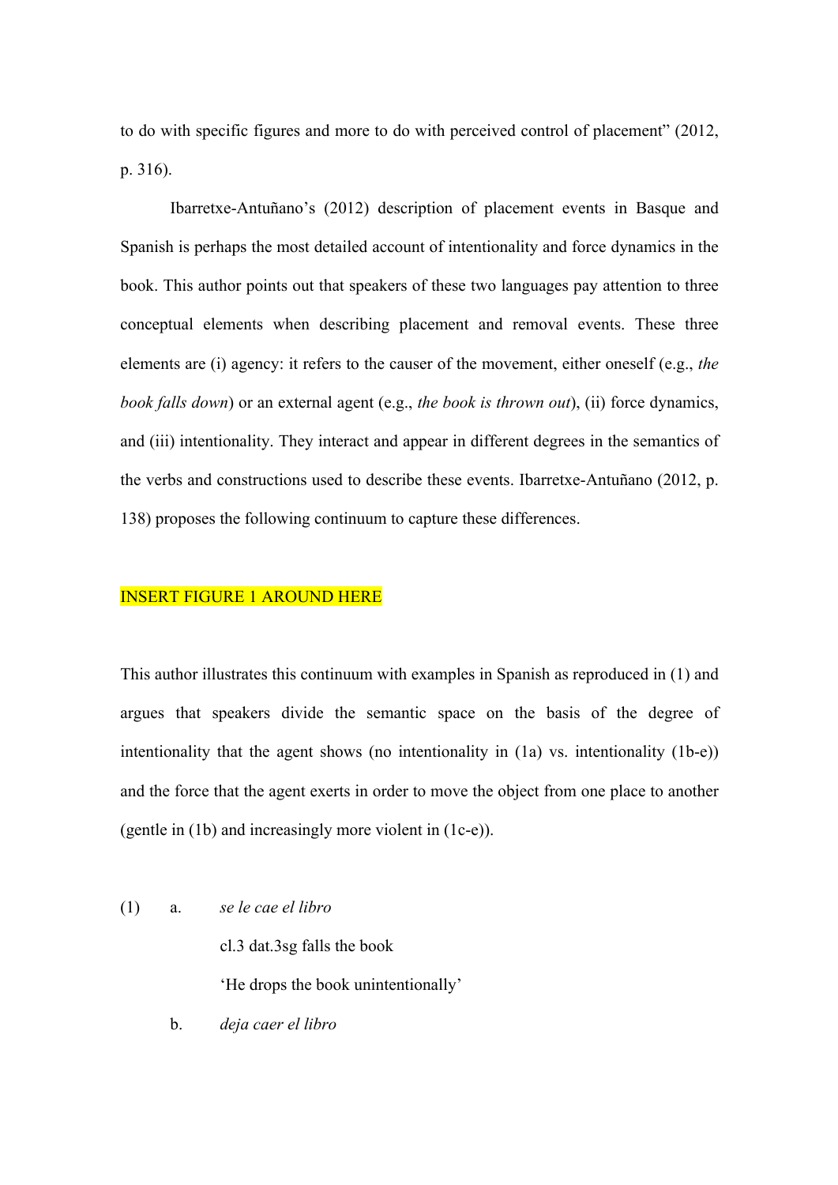to do with specific figures and more to do with perceived control of placement" (2012, p. 316).

Ibarretxe-Antuñano's (2012) description of placement events in Basque and Spanish is perhaps the most detailed account of intentionality and force dynamics in the book. This author points out that speakers of these two languages pay attention to three conceptual elements when describing placement and removal events. These three elements are (i) agency: it refers to the causer of the movement, either oneself (e.g., *the book falls down*) or an external agent (e.g., *the book is thrown out*), (ii) force dynamics, and (iii) intentionality. They interact and appear in different degrees in the semantics of the verbs and constructions used to describe these events. Ibarretxe-Antuñano (2012, p. 138) proposes the following continuum to capture these differences.

INSERT FIGURE 1 AROUND HERE

This author illustrates this continuum with examples in Spanish as reproduced in (1) and argues that speakers divide the semantic space on the basis of the degree of intentionality that the agent shows (no intentionality in (1a) vs. intentionality (1b-e)) and the force that the agent exerts in order to move the object from one place to another (gentle in (1b) and increasingly more violent in (1c-e)).

(1) a. *se le cae el libro*
   cl.3 dat.3sg falls the book
   'He drops the book unintentionally'

   b. *deja caer el libro*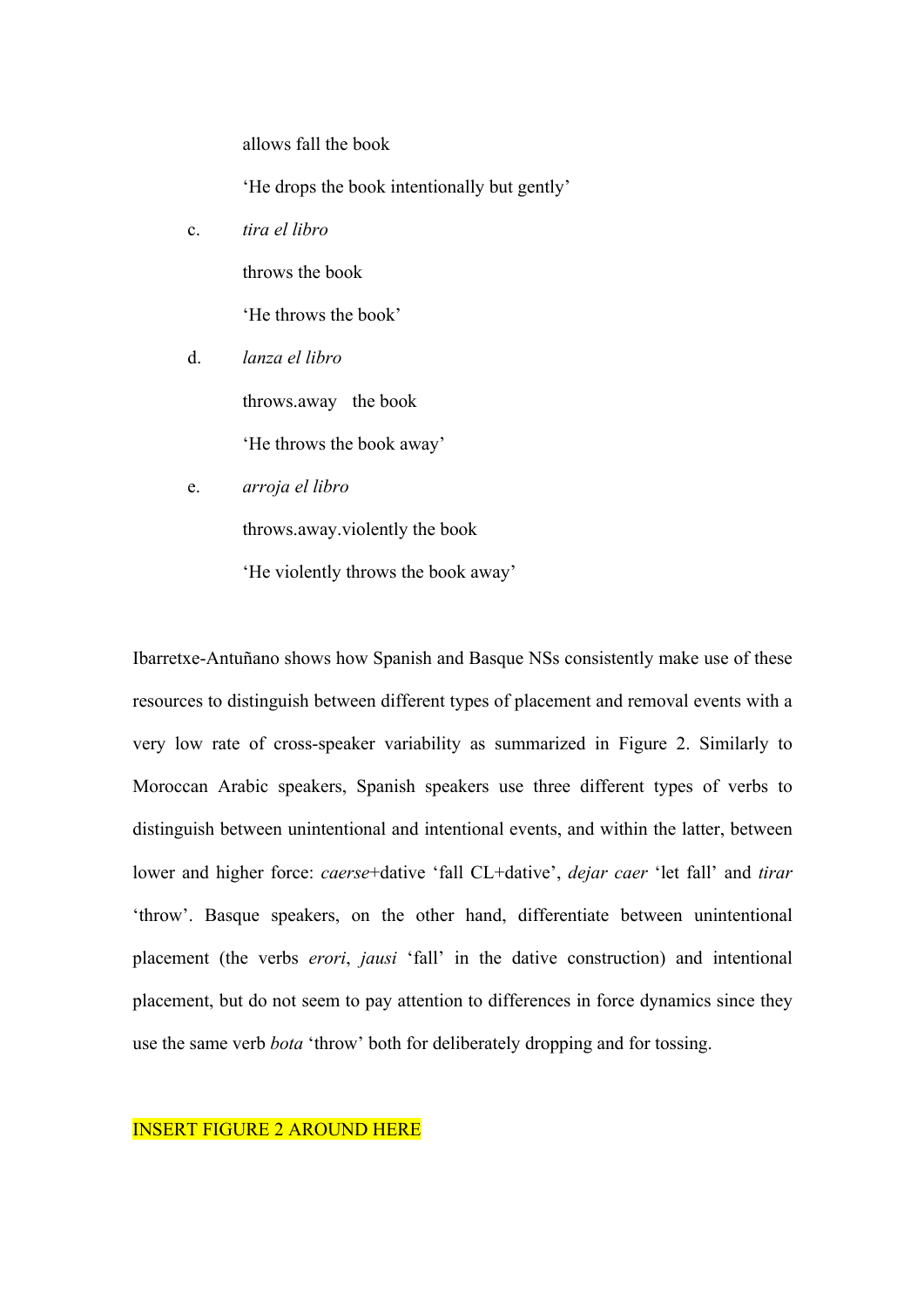allows fall the book

'He drops the book intentionally but gently'

c. *tira el libro*

throws the book

'He throws the book'

d. *lanza el libro*

throws.away the book

'He throws the book away'

e. *arroja el libro*

throws.away.violently the book

'He violently throws the book away'

Ibarretxe-Antuñano shows how Spanish and Basque NSs consistently make use of these resources to distinguish between different types of placement and removal events with a very low rate of cross-speaker variability as summarized in Figure 2. Similarly to Moroccan Arabic speakers, Spanish speakers use three different types of verbs to distinguish between unintentional and intentional events, and within the latter, between lower and higher force: *caerse*+dative 'fall CL+dative', *dejar caer* 'let fall' and *tirar* 'throw'. Basque speakers, on the other hand, differentiate between unintentional placement (the verbs *erori*, *jausi* 'fall' in the dative construction) and intentional placement, but do not seem to pay attention to differences in force dynamics since they use the same verb *bota* 'throw' both for deliberately dropping and for tossing.

INSERT FIGURE 2 AROUND HERE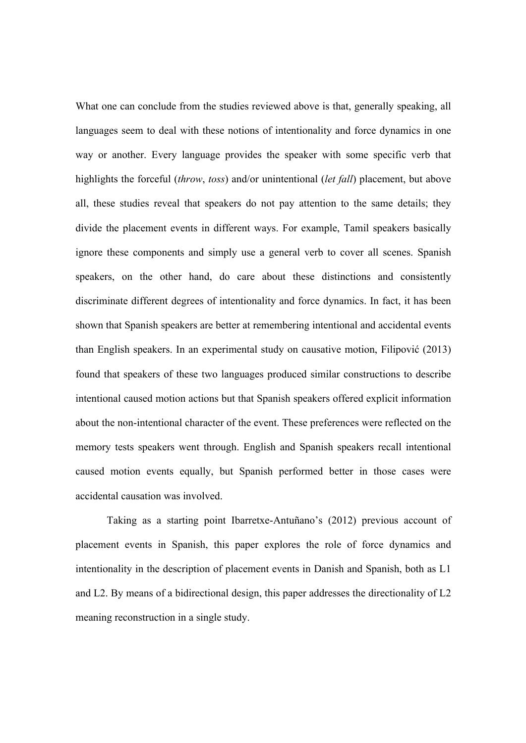What one can conclude from the studies reviewed above is that, generally speaking, all languages seem to deal with these notions of intentionality and force dynamics in one way or another. Every language provides the speaker with some specific verb that highlights the forceful (*throw*, *toss*) and/or unintentional (*let fall*) placement, but above all, these studies reveal that speakers do not pay attention to the same details; they divide the placement events in different ways. For example, Tamil speakers basically ignore these components and simply use a general verb to cover all scenes. Spanish speakers, on the other hand, do care about these distinctions and consistently discriminate different degrees of intentionality and force dynamics. In fact, it has been shown that Spanish speakers are better at remembering intentional and accidental events than English speakers. In an experimental study on causative motion, Filipović (2013) found that speakers of these two languages produced similar constructions to describe intentional caused motion actions but that Spanish speakers offered explicit information about the non-intentional character of the event. These preferences were reflected on the memory tests speakers went through. English and Spanish speakers recall intentional caused motion events equally, but Spanish performed better in those cases were accidental causation was involved.

Taking as a starting point Ibarretxe-Antuñano's (2012) previous account of placement events in Spanish, this paper explores the role of force dynamics and intentionality in the description of placement events in Danish and Spanish, both as L1 and L2. By means of a bidirectional design, this paper addresses the directionality of L2 meaning reconstruction in a single study.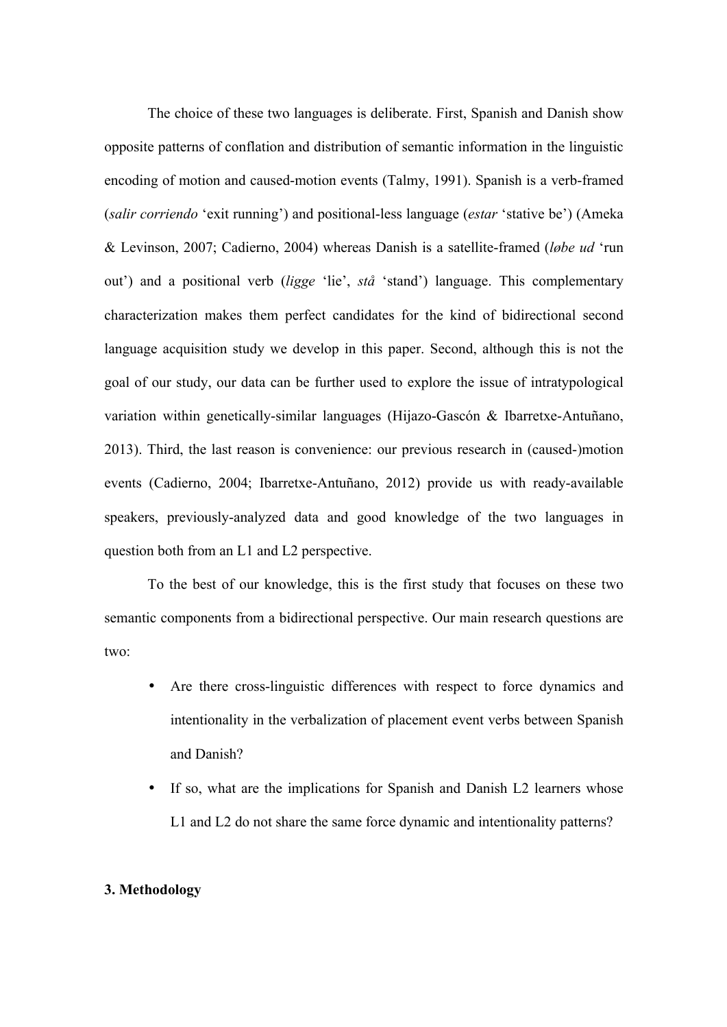The choice of these two languages is deliberate. First, Spanish and Danish show opposite patterns of conflation and distribution of semantic information in the linguistic encoding of motion and caused-motion events (Talmy, 1991). Spanish is a verb-framed (*salir corriendo* 'exit running') and positional-less language (*estar* 'stative be') (Ameka & Levinson, 2007; Cadierno, 2004) whereas Danish is a satellite-framed (*løbe ud* 'run out') and a positional verb (*ligge* 'lie', *stå* 'stand') language. This complementary characterization makes them perfect candidates for the kind of bidirectional second language acquisition study we develop in this paper. Second, although this is not the goal of our study, our data can be further used to explore the issue of intratypological variation within genetically-similar languages (Hijazo-Gascón & Ibarretxe-Antuñano, 2013). Third, the last reason is convenience: our previous research in (caused-)motion events (Cadierno, 2004; Ibarretxe-Antuñano, 2012) provide us with ready-available speakers, previously-analyzed data and good knowledge of the two languages in question both from an L1 and L2 perspective.

To the best of our knowledge, this is the first study that focuses on these two semantic components from a bidirectional perspective. Our main research questions are two:

- Are there cross-linguistic differences with respect to force dynamics and intentionality in the verbalization of placement event verbs between Spanish and Danish?
- If so, what are the implications for Spanish and Danish L2 learners whose L1 and L2 do not share the same force dynamic and intentionality patterns?

## 3. Methodology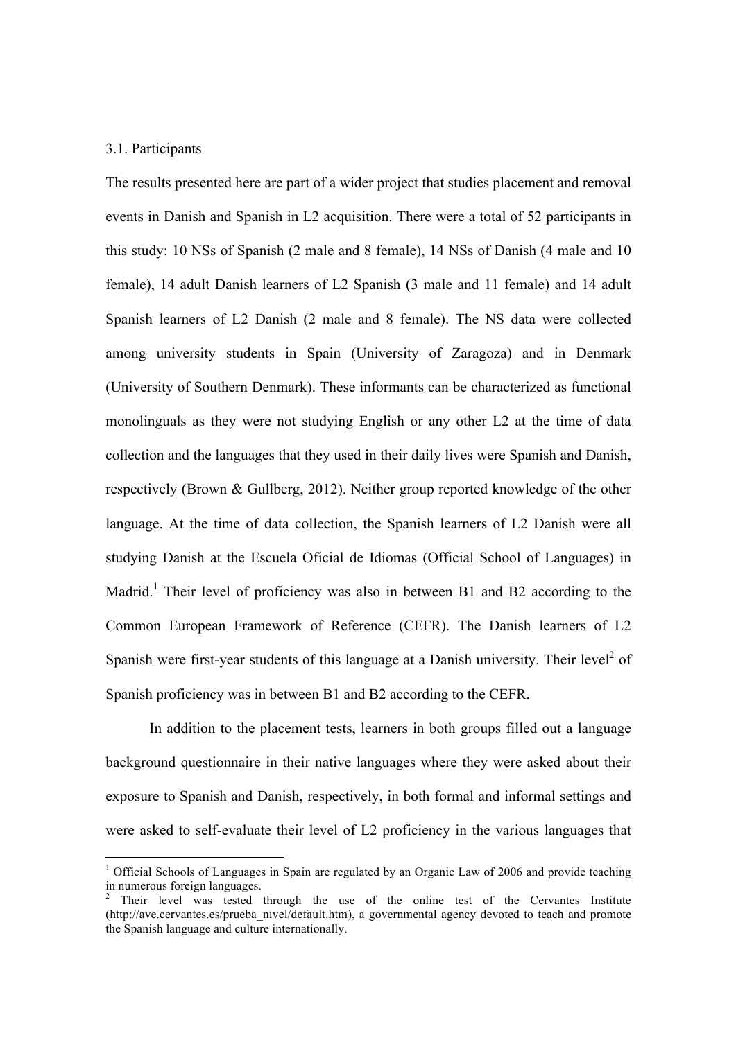3.1. Participants

The results presented here are part of a wider project that studies placement and removal events in Danish and Spanish in L2 acquisition. There were a total of 52 participants in this study: 10 NSs of Spanish (2 male and 8 female), 14 NSs of Danish (4 male and 10 female), 14 adult Danish learners of L2 Spanish (3 male and 11 female) and 14 adult Spanish learners of L2 Danish (2 male and 8 female). The NS data were collected among university students in Spain (University of Zaragoza) and in Denmark (University of Southern Denmark). These informants can be characterized as functional monolinguals as they were not studying English or any other L2 at the time of data collection and the languages that they used in their daily lives were Spanish and Danish, respectively (Brown & Gullberg, 2012). Neither group reported knowledge of the other language. At the time of data collection, the Spanish learners of L2 Danish were all studying Danish at the Escuela Oficial de Idiomas (Official School of Languages) in Madrid.[1] Their level of proficiency was also in between B1 and B2 according to the Common European Framework of Reference (CEFR). The Danish learners of L2 Spanish were first-year students of this language at a Danish university. Their level[2] of Spanish proficiency was in between B1 and B2 according to the CEFR.

In addition to the placement tests, learners in both groups filled out a language background questionnaire in their native languages where they were asked about their exposure to Spanish and Danish, respectively, in both formal and informal settings and were asked to self-evaluate their level of L2 proficiency in the various languages that

[1] Official Schools of Languages in Spain are regulated by an Organic Law of 2006 and provide teaching in numerous foreign languages.

[2] Their level was tested through the use of the online test of the Cervantes Institute (http://ave.cervantes.es/prueba_nivel/default.htm), a governmental agency devoted to teach and promote the Spanish language and culture internationally.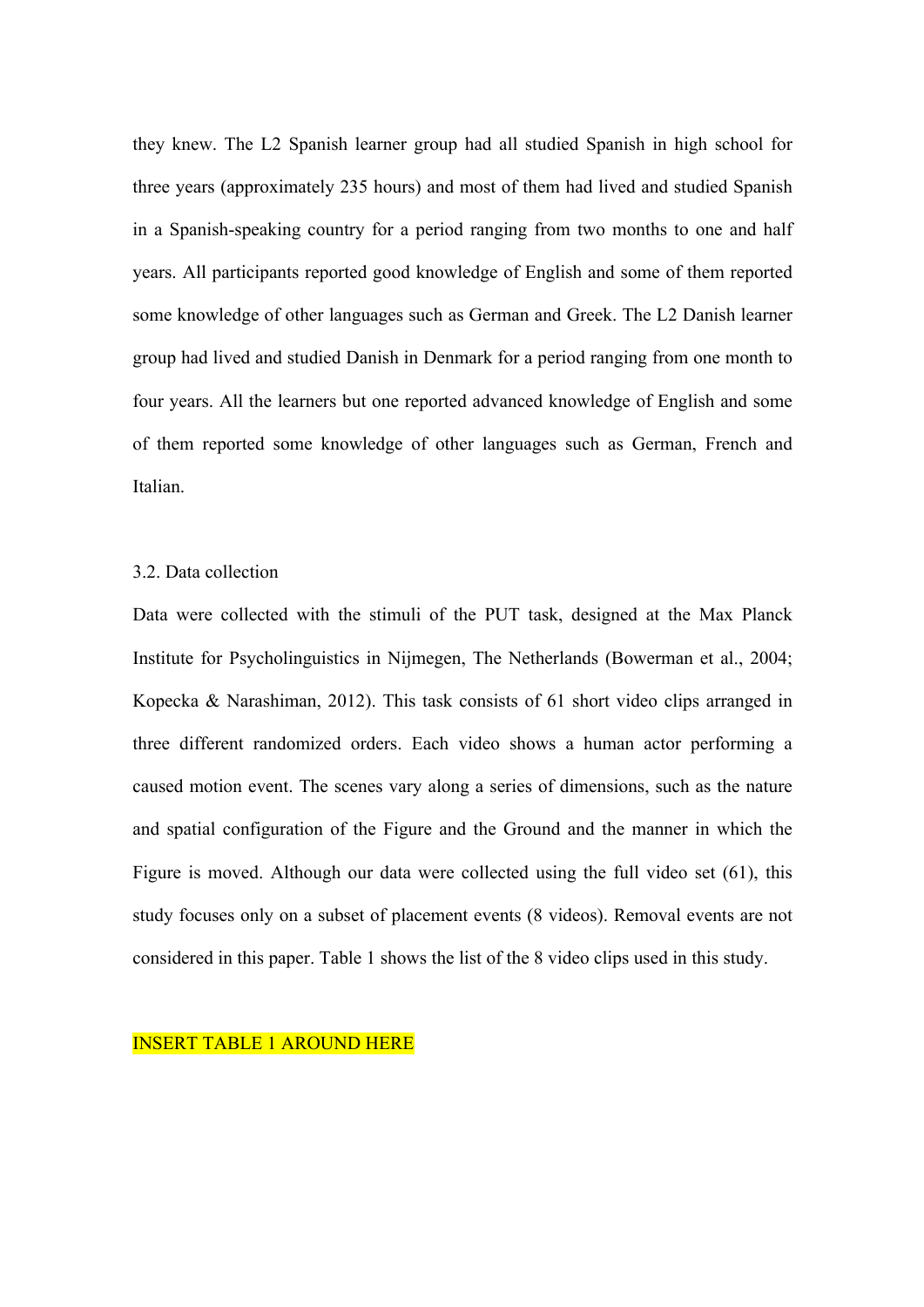they knew. The L2 Spanish learner group had all studied Spanish in high school for three years (approximately 235 hours) and most of them had lived and studied Spanish in a Spanish-speaking country for a period ranging from two months to one and half years. All participants reported good knowledge of English and some of them reported some knowledge of other languages such as German and Greek. The L2 Danish learner group had lived and studied Danish in Denmark for a period ranging from one month to four years. All the learners but one reported advanced knowledge of English and some of them reported some knowledge of other languages such as German, French and Italian.

### 3.2. Data collection

Data were collected with the stimuli of the PUT task, designed at the Max Planck Institute for Psycholinguistics in Nijmegen, The Netherlands (Bowerman et al., 2004; Kopecka & Narashiman, 2012). This task consists of 61 short video clips arranged in three different randomized orders. Each video shows a human actor performing a caused motion event. The scenes vary along a series of dimensions, such as the nature and spatial configuration of the Figure and the Ground and the manner in which the Figure is moved. Although our data were collected using the full video set (61), this study focuses only on a subset of placement events (8 videos). Removal events are not considered in this paper. Table 1 shows the list of the 8 video clips used in this study.

INSERT TABLE 1 AROUND HERE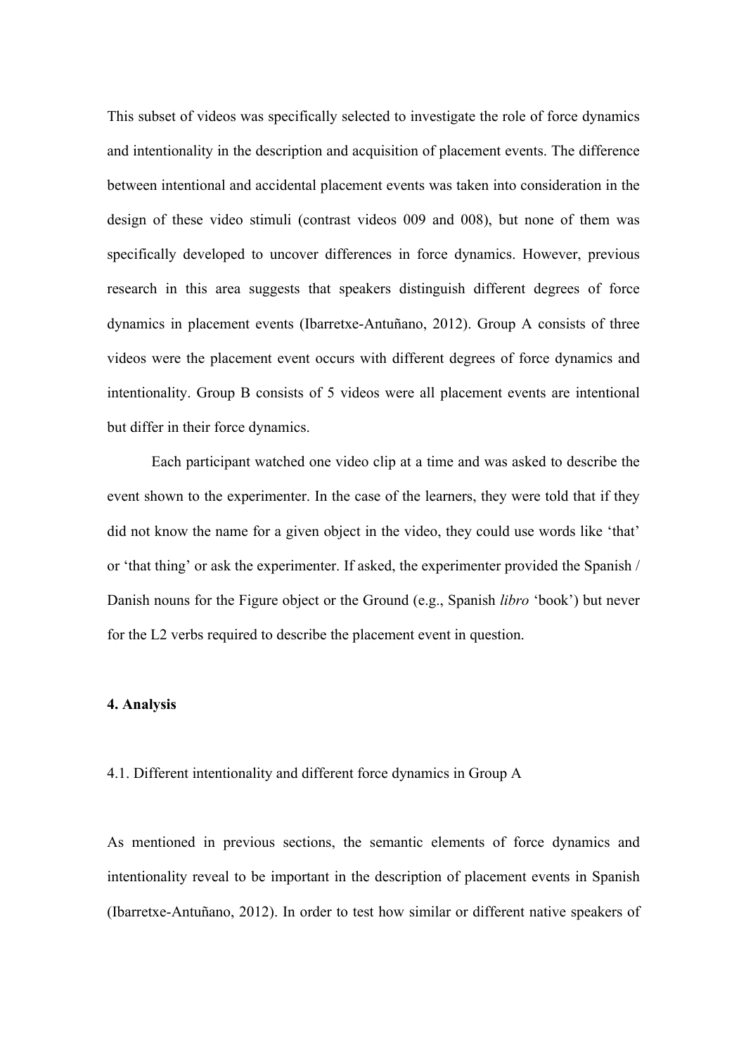This subset of videos was specifically selected to investigate the role of force dynamics and intentionality in the description and acquisition of placement events. The difference between intentional and accidental placement events was taken into consideration in the design of these video stimuli (contrast videos 009 and 008), but none of them was specifically developed to uncover differences in force dynamics. However, previous research in this area suggests that speakers distinguish different degrees of force dynamics in placement events (Ibarretxe-Antuñano, 2012). Group A consists of three videos were the placement event occurs with different degrees of force dynamics and intentionality. Group B consists of 5 videos were all placement events are intentional but differ in their force dynamics.

Each participant watched one video clip at a time and was asked to describe the event shown to the experimenter. In the case of the learners, they were told that if they did not know the name for a given object in the video, they could use words like 'that' or 'that thing' or ask the experimenter. If asked, the experimenter provided the Spanish / Danish nouns for the Figure object or the Ground (e.g., Spanish *libro* 'book') but never for the L2 verbs required to describe the placement event in question.

## 4. Analysis

### 4.1. Different intentionality and different force dynamics in Group A

As mentioned in previous sections, the semantic elements of force dynamics and intentionality reveal to be important in the description of placement events in Spanish (Ibarretxe-Antuñano, 2012). In order to test how similar or different native speakers of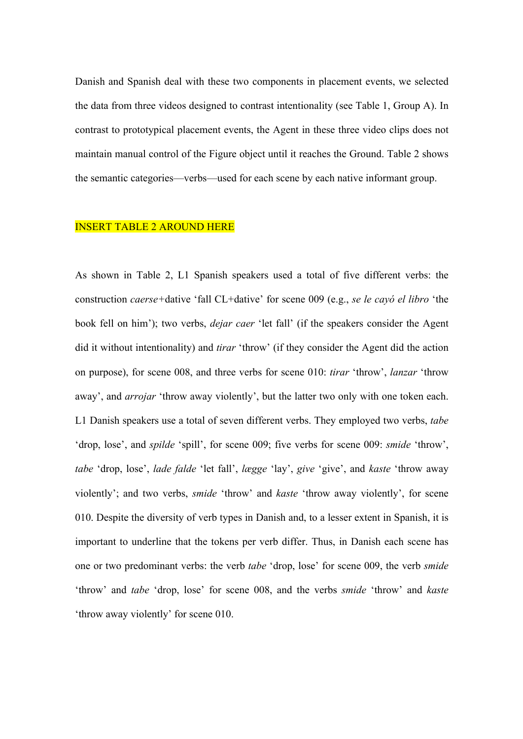Danish and Spanish deal with these two components in placement events, we selected the data from three videos designed to contrast intentionality (see Table 1, Group A). In contrast to prototypical placement events, the Agent in these three video clips does not maintain manual control of the Figure object until it reaches the Ground. Table 2 shows the semantic categories—verbs—used for each scene by each native informant group.

INSERT TABLE 2 AROUND HERE

As shown in Table 2, L1 Spanish speakers used a total of five different verbs: the construction *caerse*+dative 'fall CL+dative' for scene 009 (e.g., *se le cayó el libro* 'the book fell on him'); two verbs, *dejar caer* 'let fall' (if the speakers consider the Agent did it without intentionality) and *tirar* 'throw' (if they consider the Agent did the action on purpose), for scene 008, and three verbs for scene 010: *tirar* 'throw', *lanzar* 'throw away', and *arrojar* 'throw away violently', but the latter two only with one token each. L1 Danish speakers use a total of seven different verbs. They employed two verbs, *tabe* 'drop, lose', and *spilde* 'spill', for scene 009; five verbs for scene 009: *smide* 'throw', *tabe* 'drop, lose', *lade falde* 'let fall', *lægge* 'lay', *give* 'give', and *kaste* 'throw away violently'; and two verbs, *smide* 'throw' and *kaste* 'throw away violently', for scene 010. Despite the diversity of verb types in Danish and, to a lesser extent in Spanish, it is important to underline that the tokens per verb differ. Thus, in Danish each scene has one or two predominant verbs: the verb *tabe* 'drop, lose' for scene 009, the verb *smide* 'throw' and *tabe* 'drop, lose' for scene 008, and the verbs *smide* 'throw' and *kaste* 'throw away violently' for scene 010.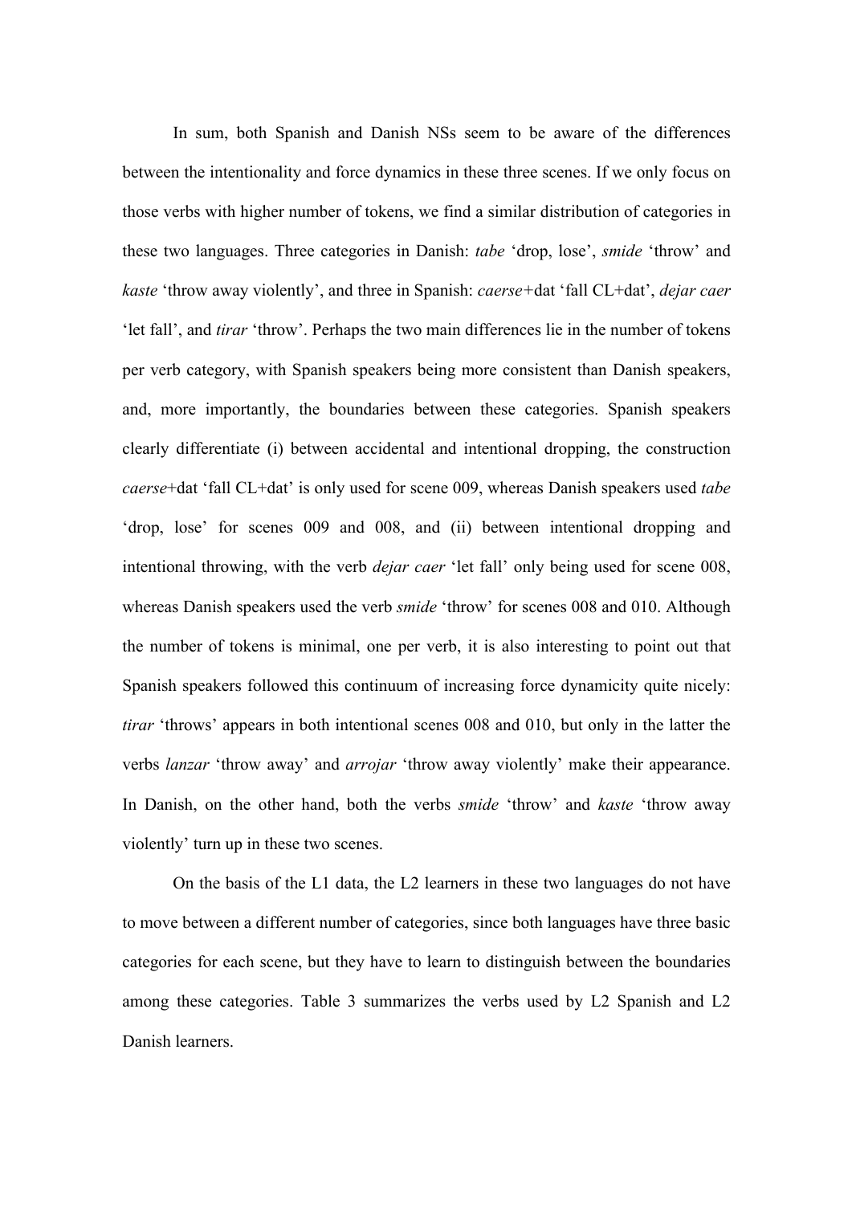In sum, both Spanish and Danish NSs seem to be aware of the differences between the intentionality and force dynamics in these three scenes. If we only focus on those verbs with higher number of tokens, we find a similar distribution of categories in these two languages. Three categories in Danish: *tabe* 'drop, lose', *smide* 'throw' and *kaste* 'throw away violently', and three in Spanish: *caerse*+dat 'fall CL+dat', *dejar caer* 'let fall', and *tirar* 'throw'. Perhaps the two main differences lie in the number of tokens per verb category, with Spanish speakers being more consistent than Danish speakers, and, more importantly, the boundaries between these categories. Spanish speakers clearly differentiate (i) between accidental and intentional dropping, the construction *caerse*+dat 'fall CL+dat' is only used for scene 009, whereas Danish speakers used *tabe* 'drop, lose' for scenes 009 and 008, and (ii) between intentional dropping and intentional throwing, with the verb *dejar caer* 'let fall' only being used for scene 008, whereas Danish speakers used the verb *smide* 'throw' for scenes 008 and 010. Although the number of tokens is minimal, one per verb, it is also interesting to point out that Spanish speakers followed this continuum of increasing force dynamicity quite nicely: *tirar* 'throws' appears in both intentional scenes 008 and 010, but only in the latter the verbs *lanzar* 'throw away' and *arrojar* 'throw away violently' make their appearance. In Danish, on the other hand, both the verbs *smide* 'throw' and *kaste* 'throw away violently' turn up in these two scenes.

On the basis of the L1 data, the L2 learners in these two languages do not have to move between a different number of categories, since both languages have three basic categories for each scene, but they have to learn to distinguish between the boundaries among these categories. Table 3 summarizes the verbs used by L2 Spanish and L2 Danish learners.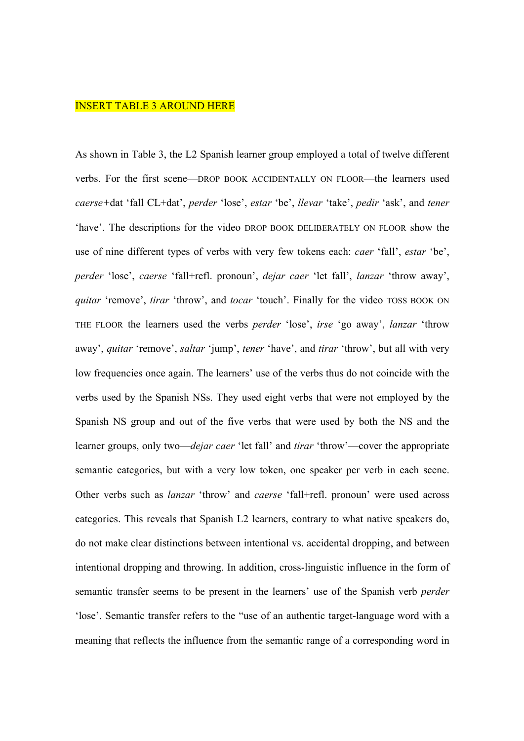INSERT TABLE 3 AROUND HERE

As shown in Table 3, the L2 Spanish learner group employed a total of twelve different verbs. For the first scene—DROP BOOK ACCIDENTALLY ON FLOOR—the learners used *caerse*+dat 'fall CL+dat', *perder* 'lose', *estar* 'be', *llevar* 'take', *pedir* 'ask', and *tener* 'have'. The descriptions for the video DROP BOOK DELIBERATELY ON FLOOR show the use of nine different types of verbs with very few tokens each: *caer* 'fall', *estar* 'be', *perder* 'lose', *caerse* 'fall+refl. pronoun', *dejar caer* 'let fall', *lanzar* 'throw away', *quitar* 'remove', *tirar* 'throw', and *tocar* 'touch'. Finally for the video TOSS BOOK ON THE FLOOR the learners used the verbs *perder* 'lose', *irse* 'go away', *lanzar* 'throw away', *quitar* 'remove', *saltar* 'jump', *tener* 'have', and *tirar* 'throw', but all with very low frequencies once again. The learners' use of the verbs thus do not coincide with the verbs used by the Spanish NSs. They used eight verbs that were not employed by the Spanish NS group and out of the five verbs that were used by both the NS and the learner groups, only two—*dejar caer* 'let fall' and *tirar* 'throw'—cover the appropriate semantic categories, but with a very low token, one speaker per verb in each scene. Other verbs such as *lanzar* 'throw' and *caerse* 'fall+refl. pronoun' were used across categories. This reveals that Spanish L2 learners, contrary to what native speakers do, do not make clear distinctions between intentional vs. accidental dropping, and between intentional dropping and throwing. In addition, cross-linguistic influence in the form of semantic transfer seems to be present in the learners' use of the Spanish verb *perder* 'lose'. Semantic transfer refers to the "use of an authentic target-language word with a meaning that reflects the influence from the semantic range of a corresponding word in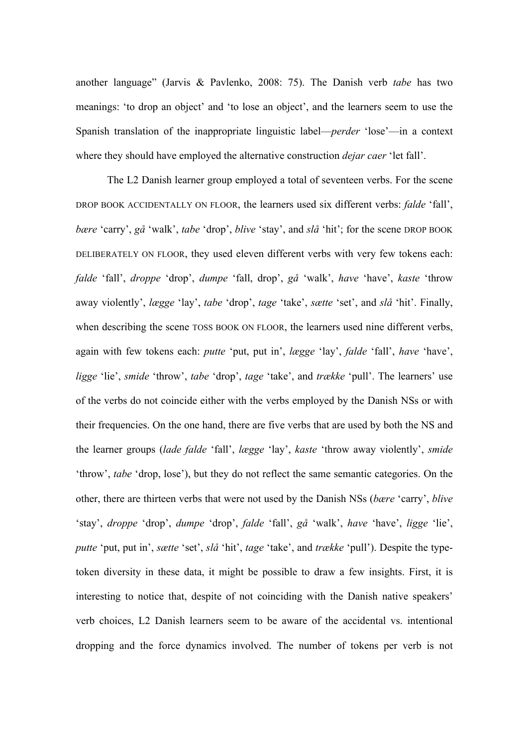another language" (Jarvis & Pavlenko, 2008: 75). The Danish verb *tabe* has two meanings: 'to drop an object' and 'to lose an object', and the learners seem to use the Spanish translation of the inappropriate linguistic label—*perder* 'lose'—in a context where they should have employed the alternative construction *dejar caer* 'let fall'.

The L2 Danish learner group employed a total of seventeen verbs. For the scene DROP BOOK ACCIDENTALLY ON FLOOR, the learners used six different verbs: *falde* 'fall', *bære* 'carry', *gå* 'walk', *tabe* 'drop', *blive* 'stay', and *slå* 'hit'; for the scene DROP BOOK DELIBERATELY ON FLOOR, they used eleven different verbs with very few tokens each: *falde* 'fall', *droppe* 'drop', *dumpe* 'fall, drop', *gå* 'walk', *have* 'have', *kaste* 'throw away violently', *lægge* 'lay', *tabe* 'drop', *tage* 'take', *sætte* 'set', and *slå* 'hit'. Finally, when describing the scene TOSS BOOK ON FLOOR, the learners used nine different verbs, again with few tokens each: *putte* 'put, put in', *lægge* 'lay', *falde* 'fall', *have* 'have', *ligge* 'lie', *smide* 'throw', *tabe* 'drop', *tage* 'take', and *trække* 'pull'. The learners' use of the verbs do not coincide either with the verbs employed by the Danish NSs or with their frequencies. On the one hand, there are five verbs that are used by both the NS and the learner groups (*lade falde* 'fall', *lægge* 'lay', *kaste* 'throw away violently', *smide* 'throw', *tabe* 'drop, lose'), but they do not reflect the same semantic categories. On the other, there are thirteen verbs that were not used by the Danish NSs (*bære* 'carry', *blive* 'stay', *droppe* 'drop', *dumpe* 'drop', *falde* 'fall', *gå* 'walk', *have* 'have', *ligge* 'lie', *putte* 'put, put in', *sætte* 'set', *slå* 'hit', *tage* 'take', and *trække* 'pull'). Despite the type-token diversity in these data, it might be possible to draw a few insights. First, it is interesting to notice that, despite of not coinciding with the Danish native speakers' verb choices, L2 Danish learners seem to be aware of the accidental vs. intentional dropping and the force dynamics involved. The number of tokens per verb is not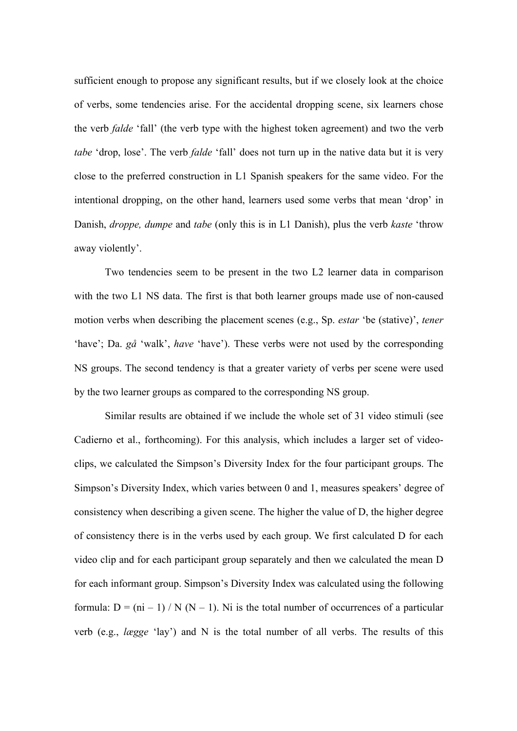sufficient enough to propose any significant results, but if we closely look at the choice of verbs, some tendencies arise. For the accidental dropping scene, six learners chose the verb *falde* 'fall' (the verb type with the highest token agreement) and two the verb *tabe* 'drop, lose'. The verb *falde* 'fall' does not turn up in the native data but it is very close to the preferred construction in L1 Spanish speakers for the same video. For the intentional dropping, on the other hand, learners used some verbs that mean 'drop' in Danish, *droppe, dumpe* and *tabe* (only this is in L1 Danish), plus the verb *kaste* 'throw away violently'.

Two tendencies seem to be present in the two L2 learner data in comparison with the two L1 NS data. The first is that both learner groups made use of non-caused motion verbs when describing the placement scenes (e.g., Sp. *estar* 'be (stative)', *tener* 'have'; Da. *gå* 'walk', *have* 'have'). These verbs were not used by the corresponding NS groups. The second tendency is that a greater variety of verbs per scene were used by the two learner groups as compared to the corresponding NS group.

Similar results are obtained if we include the whole set of 31 video stimuli (see Cadierno et al., forthcoming). For this analysis, which includes a larger set of video-clips, we calculated the Simpson's Diversity Index for the four participant groups. The Simpson's Diversity Index, which varies between 0 and 1, measures speakers' degree of consistency when describing a given scene. The higher the value of D, the higher degree of consistency there is in the verbs used by each group. We first calculated D for each video clip and for each participant group separately and then we calculated the mean D for each informant group. Simpson's Diversity Index was calculated using the following formula: $D = (ni – 1) / N (N – 1)$. Ni is the total number of occurrences of a particular verb (e.g., *lægge* 'lay') and N is the total number of all verbs. The results of this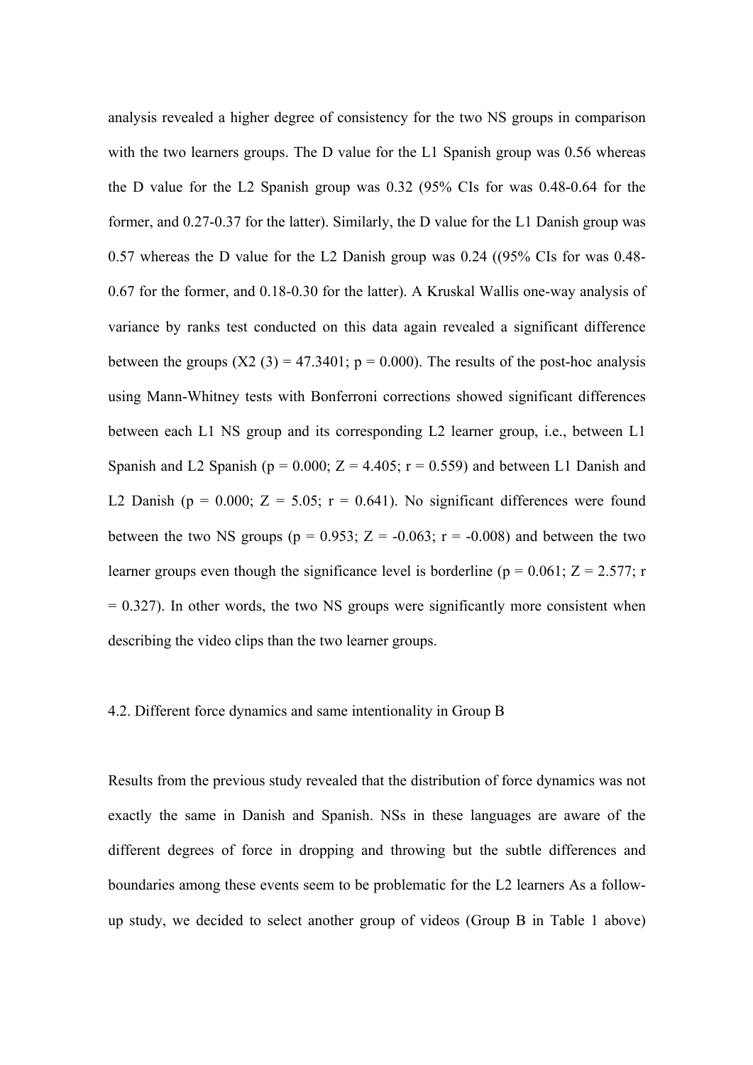analysis revealed a higher degree of consistency for the two NS groups in comparison with the two learners groups. The D value for the L1 Spanish group was 0.56 whereas the D value for the L2 Spanish group was 0.32 (95% CIs for was 0.48-0.64 for the former, and 0.27-0.37 for the latter). Similarly, the D value for the L1 Danish group was 0.57 whereas the D value for the L2 Danish group was 0.24 ((95% CIs for was 0.48-0.67 for the former, and 0.18-0.30 for the latter). A Kruskal Wallis one-way analysis of variance by ranks test conducted on this data again revealed a significant difference between the groups ($X2$ (3) = 47.3401; $p = 0.000$). The results of the post-hoc analysis using Mann-Whitney tests with Bonferroni corrections showed significant differences between each L1 NS group and its corresponding L2 learner group, i.e., between L1 Spanish and L2 Spanish ($p = 0.000$; $Z = 4.405$; $r = 0.559$) and between L1 Danish and L2 Danish ($p = 0.000$; $Z = 5.05$; $r = 0.641$). No significant differences were found between the two NS groups ($p = 0.953$; $Z = -0.063$; $r = -0.008$) and between the two learner groups even though the significance level is borderline ($p = 0.061$; $Z = 2.577$; $r = 0.327$). In other words, the two NS groups were significantly more consistent when describing the video clips than the two learner groups.

### 4.2. Different force dynamics and same intentionality in Group B

Results from the previous study revealed that the distribution of force dynamics was not exactly the same in Danish and Spanish. NSs in these languages are aware of the different degrees of force in dropping and throwing but the subtle differences and boundaries among these events seem to be problematic for the L2 learners As a follow-up study, we decided to select another group of videos (Group B in Table 1 above)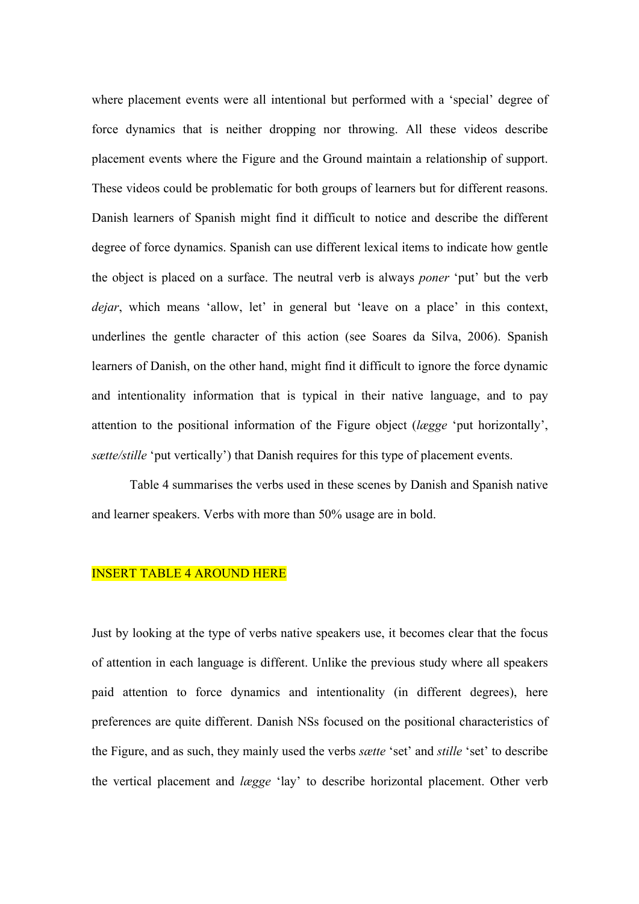where placement events were all intentional but performed with a 'special' degree of force dynamics that is neither dropping nor throwing. All these videos describe placement events where the Figure and the Ground maintain a relationship of support. These videos could be problematic for both groups of learners but for different reasons. Danish learners of Spanish might find it difficult to notice and describe the different degree of force dynamics. Spanish can use different lexical items to indicate how gentle the object is placed on a surface. The neutral verb is always *poner* 'put' but the verb *dejar*, which means 'allow, let' in general but 'leave on a place' in this context, underlines the gentle character of this action (see Soares da Silva, 2006). Spanish learners of Danish, on the other hand, might find it difficult to ignore the force dynamic and intentionality information that is typical in their native language, and to pay attention to the positional information of the Figure object (*lægge* 'put horizontally', *sætte/stille* 'put vertically') that Danish requires for this type of placement events.

Table 4 summarises the verbs used in these scenes by Danish and Spanish native and learner speakers. Verbs with more than 50% usage are in bold.

INSERT TABLE 4 AROUND HERE

Just by looking at the type of verbs native speakers use, it becomes clear that the focus of attention in each language is different. Unlike the previous study where all speakers paid attention to force dynamics and intentionality (in different degrees), here preferences are quite different. Danish NSs focused on the positional characteristics of the Figure, and as such, they mainly used the verbs *sætte* 'set' and *stille* 'set' to describe the vertical placement and *lægge* 'lay' to describe horizontal placement. Other verb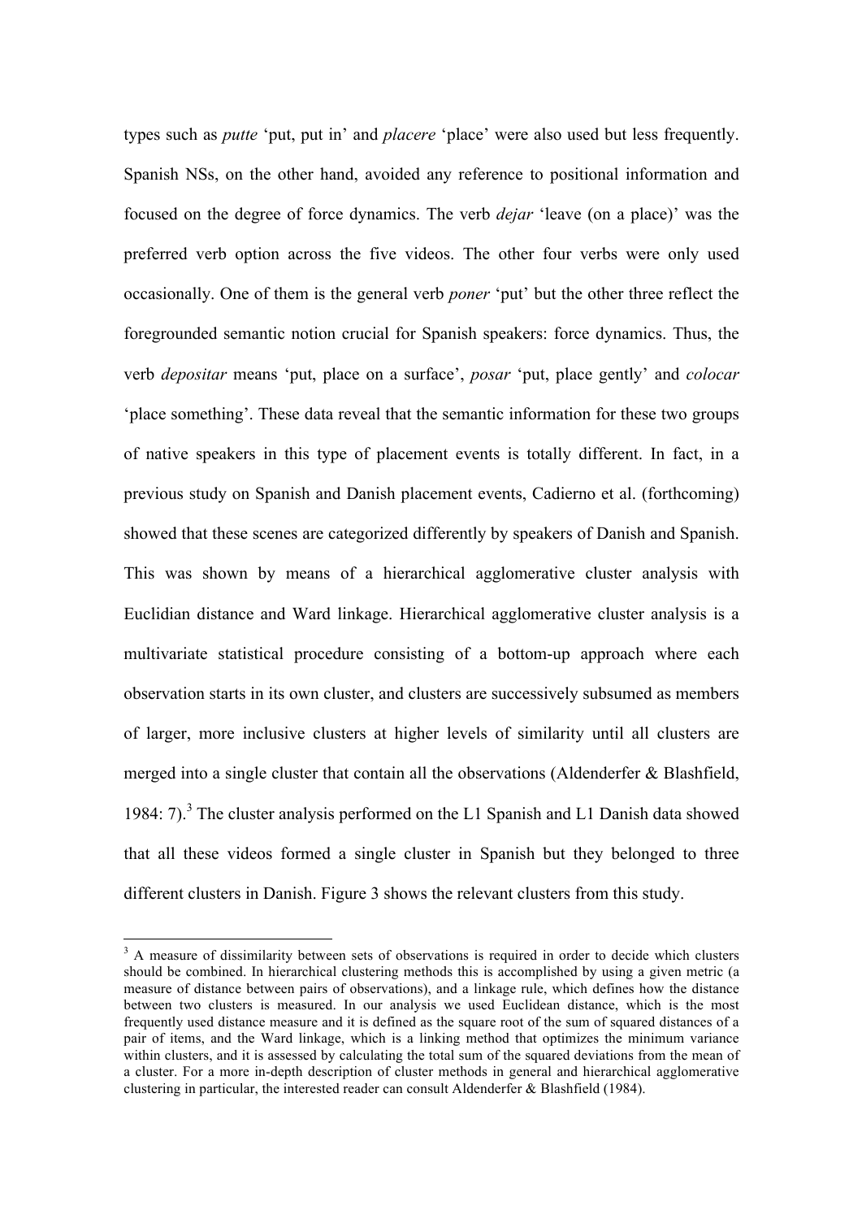types such as *putte* 'put, put in' and *placere* 'place' were also used but less frequently. Spanish NSs, on the other hand, avoided any reference to positional information and focused on the degree of force dynamics. The verb *dejar* 'leave (on a place)' was the preferred verb option across the five videos. The other four verbs were only used occasionally. One of them is the general verb *poner* 'put' but the other three reflect the foregrounded semantic notion crucial for Spanish speakers: force dynamics. Thus, the verb *depositar* means 'put, place on a surface', *posar* 'put, place gently' and *colocar* 'place something'. These data reveal that the semantic information for these two groups of native speakers in this type of placement events is totally different. In fact, in a previous study on Spanish and Danish placement events, Cadierno et al. (forthcoming) showed that these scenes are categorized differently by speakers of Danish and Spanish. This was shown by means of a hierarchical agglomerative cluster analysis with Euclidian distance and Ward linkage. Hierarchical agglomerative cluster analysis is a multivariate statistical procedure consisting of a bottom-up approach where each observation starts in its own cluster, and clusters are successively subsumed as members of larger, more inclusive clusters at higher levels of similarity until all clusters are merged into a single cluster that contain all the observations (Aldenderfer & Blashfield, 1984: 7).[3] The cluster analysis performed on the L1 Spanish and L1 Danish data showed that all these videos formed a single cluster in Spanish but they belonged to three different clusters in Danish. Figure 3 shows the relevant clusters from this study.

[3] A measure of dissimilarity between sets of observations is required in order to decide which clusters should be combined. In hierarchical clustering methods this is accomplished by using a given metric (a measure of distance between pairs of observations), and a linkage rule, which defines how the distance between two clusters is measured. In our analysis we used Euclidean distance, which is the most frequently used distance measure and it is defined as the square root of the sum of squared distances of a pair of items, and the Ward linkage, which is a linking method that optimizes the minimum variance within clusters, and it is assessed by calculating the total sum of the squared deviations from the mean of a cluster. For a more in-depth description of cluster methods in general and hierarchical agglomerative clustering in particular, the interested reader can consult Aldenderfer & Blashfield (1984).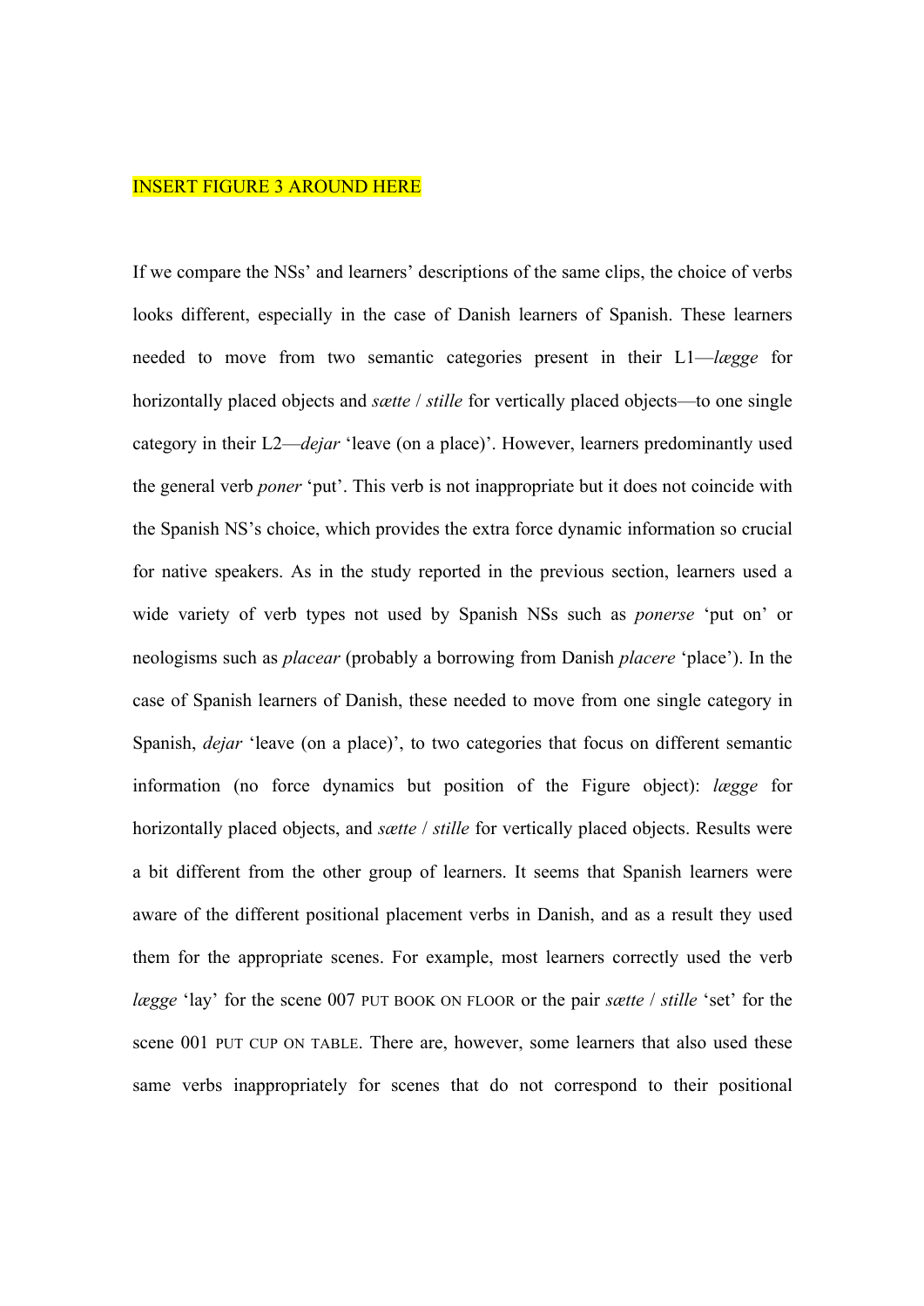INSERT FIGURE 3 AROUND HERE

If we compare the NSs' and learners' descriptions of the same clips, the choice of verbs looks different, especially in the case of Danish learners of Spanish. These learners needed to move from two semantic categories present in their L1—*lægge* for horizontally placed objects and *sætte* / *stille* for vertically placed objects—to one single category in their L2—*dejar* 'leave (on a place)'. However, learners predominantly used the general verb *poner* 'put'. This verb is not inappropriate but it does not coincide with the Spanish NS's choice, which provides the extra force dynamic information so crucial for native speakers. As in the study reported in the previous section, learners used a wide variety of verb types not used by Spanish NSs such as *ponerse* 'put on' or neologisms such as *placear* (probably a borrowing from Danish *placere* 'place'). In the case of Spanish learners of Danish, these needed to move from one single category in Spanish, *dejar* 'leave (on a place)', to two categories that focus on different semantic information (no force dynamics but position of the Figure object): *lægge* for horizontally placed objects, and *sætte* / *stille* for vertically placed objects. Results were a bit different from the other group of learners. It seems that Spanish learners were aware of the different positional placement verbs in Danish, and as a result they used them for the appropriate scenes. For example, most learners correctly used the verb *lægge* 'lay' for the scene 007 PUT BOOK ON FLOOR or the pair *sætte* / *stille* 'set' for the scene 001 PUT CUP ON TABLE. There are, however, some learners that also used these same verbs inappropriately for scenes that do not correspond to their positional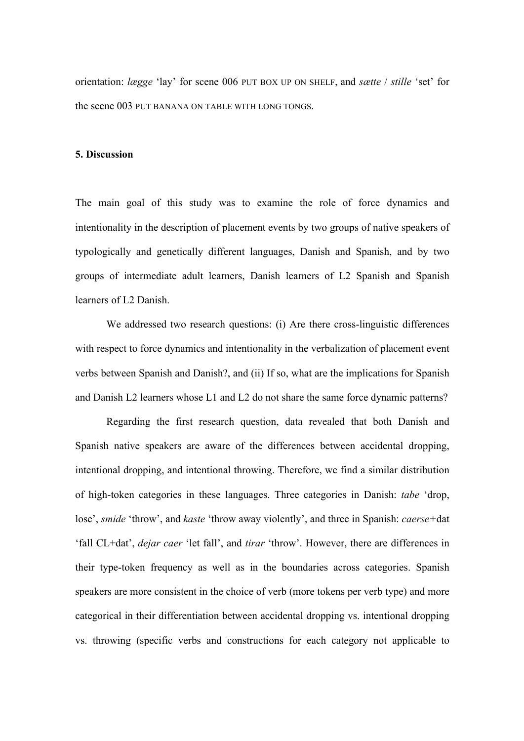orientation: *lægge* 'lay' for scene 006 PUT BOX UP ON SHELF, and *sætte* / *stille* 'set' for the scene 003 PUT BANANA ON TABLE WITH LONG TONGS.

## 5. Discussion

The main goal of this study was to examine the role of force dynamics and intentionality in the description of placement events by two groups of native speakers of typologically and genetically different languages, Danish and Spanish, and by two groups of intermediate adult learners, Danish learners of L2 Spanish and Spanish learners of L2 Danish.

We addressed two research questions: (i) Are there cross-linguistic differences with respect to force dynamics and intentionality in the verbalization of placement event verbs between Spanish and Danish?, and (ii) If so, what are the implications for Spanish and Danish L2 learners whose L1 and L2 do not share the same force dynamic patterns?

Regarding the first research question, data revealed that both Danish and Spanish native speakers are aware of the differences between accidental dropping, intentional dropping, and intentional throwing. Therefore, we find a similar distribution of high-token categories in these languages. Three categories in Danish: *tabe* 'drop, lose', *smide* 'throw', and *kaste* 'throw away violently', and three in Spanish: *caerse*+dat 'fall CL+dat', *dejar caer* 'let fall', and *tirar* 'throw'. However, there are differences in their type-token frequency as well as in the boundaries across categories. Spanish speakers are more consistent in the choice of verb (more tokens per verb type) and more categorical in their differentiation between accidental dropping vs. intentional dropping vs. throwing (specific verbs and constructions for each category not applicable to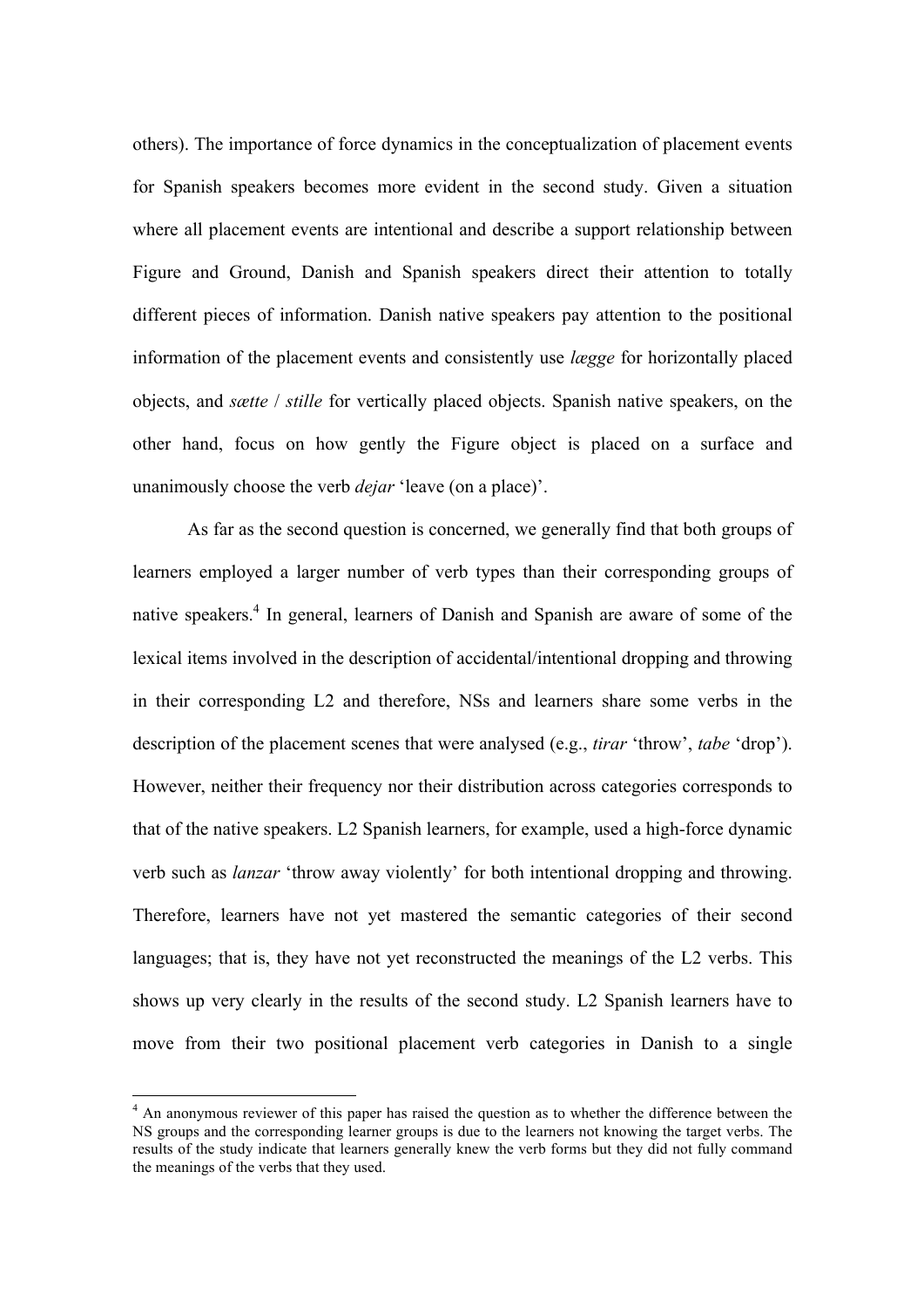others). The importance of force dynamics in the conceptualization of placement events for Spanish speakers becomes more evident in the second study. Given a situation where all placement events are intentional and describe a support relationship between Figure and Ground, Danish and Spanish speakers direct their attention to totally different pieces of information. Danish native speakers pay attention to the positional information of the placement events and consistently use *lægge* for horizontally placed objects, and *sætte* / *stille* for vertically placed objects. Spanish native speakers, on the other hand, focus on how gently the Figure object is placed on a surface and unanimously choose the verb *dejar* 'leave (on a place)'.

As far as the second question is concerned, we generally find that both groups of learners employed a larger number of verb types than their corresponding groups of native speakers.[4] In general, learners of Danish and Spanish are aware of some of the lexical items involved in the description of accidental/intentional dropping and throwing in their corresponding L2 and therefore, NSs and learners share some verbs in the description of the placement scenes that were analysed (e.g., *tirar* 'throw', *tabe* 'drop'). However, neither their frequency nor their distribution across categories corresponds to that of the native speakers. L2 Spanish learners, for example, used a high-force dynamic verb such as *lanzar* 'throw away violently' for both intentional dropping and throwing. Therefore, learners have not yet mastered the semantic categories of their second languages; that is, they have not yet reconstructed the meanings of the L2 verbs. This shows up very clearly in the results of the second study. L2 Spanish learners have to move from their two positional placement verb categories in Danish to a single

[4] An anonymous reviewer of this paper has raised the question as to whether the difference between the NS groups and the corresponding learner groups is due to the learners not knowing the target verbs. The results of the study indicate that learners generally knew the verb forms but they did not fully command the meanings of the verbs that they used.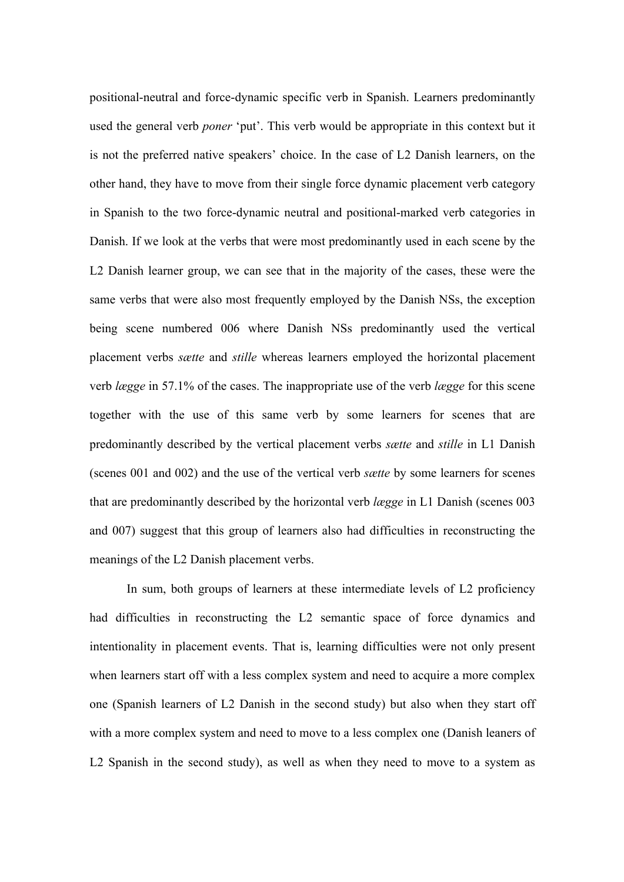positional-neutral and force-dynamic specific verb in Spanish. Learners predominantly used the general verb *poner* 'put'. This verb would be appropriate in this context but it is not the preferred native speakers' choice. In the case of L2 Danish learners, on the other hand, they have to move from their single force dynamic placement verb category in Spanish to the two force-dynamic neutral and positional-marked verb categories in Danish. If we look at the verbs that were most predominantly used in each scene by the L2 Danish learner group, we can see that in the majority of the cases, these were the same verbs that were also most frequently employed by the Danish NSs, the exception being scene numbered 006 where Danish NSs predominantly used the vertical placement verbs *sætte* and *stille* whereas learners employed the horizontal placement verb *lægge* in 57.1% of the cases. The inappropriate use of the verb *lægge* for this scene together with the use of this same verb by some learners for scenes that are predominantly described by the vertical placement verbs *sætte* and *stille* in L1 Danish (scenes 001 and 002) and the use of the vertical verb *sætte* by some learners for scenes that are predominantly described by the horizontal verb *lægge* in L1 Danish (scenes 003 and 007) suggest that this group of learners also had difficulties in reconstructing the meanings of the L2 Danish placement verbs.

In sum, both groups of learners at these intermediate levels of L2 proficiency had difficulties in reconstructing the L2 semantic space of force dynamics and intentionality in placement events. That is, learning difficulties were not only present when learners start off with a less complex system and need to acquire a more complex one (Spanish learners of L2 Danish in the second study) but also when they start off with a more complex system and need to move to a less complex one (Danish leaners of L2 Spanish in the second study), as well as when they need to move to a system as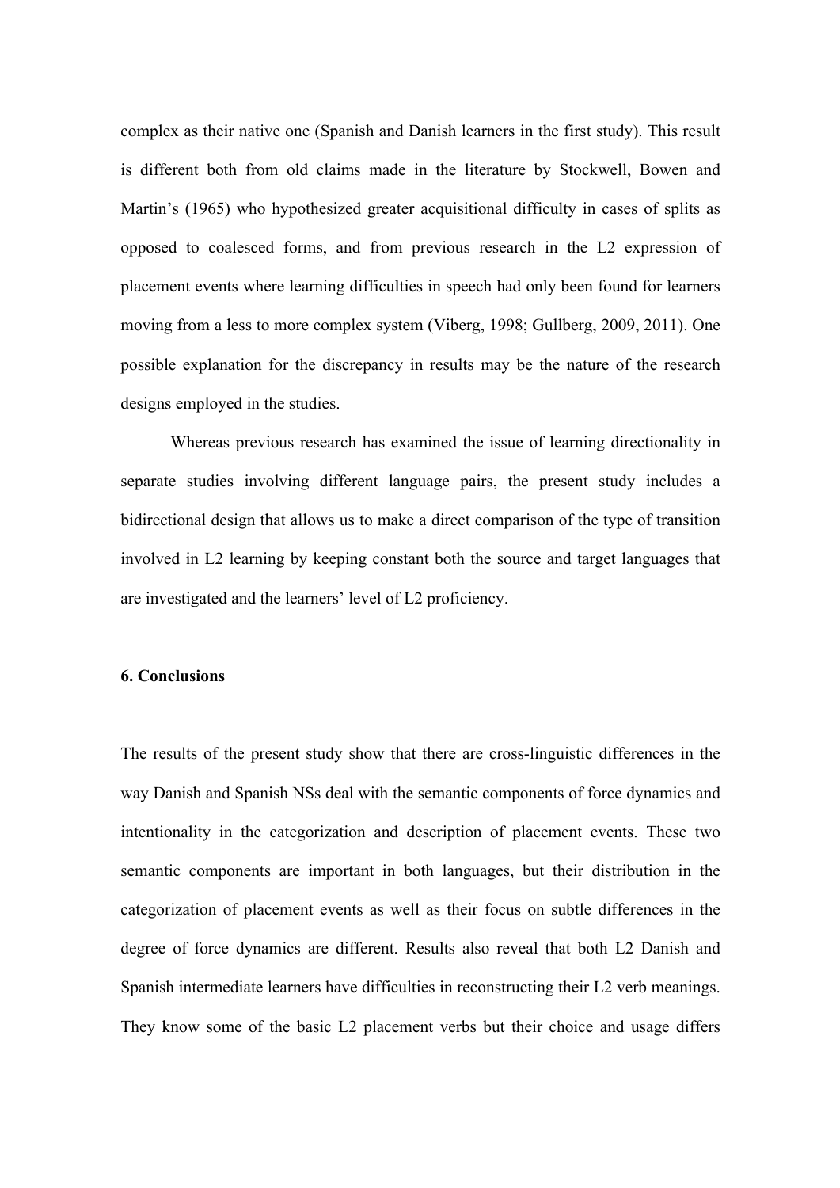complex as their native one (Spanish and Danish learners in the first study). This result is different both from old claims made in the literature by Stockwell, Bowen and Martin's (1965) who hypothesized greater acquisitional difficulty in cases of splits as opposed to coalesced forms, and from previous research in the L2 expression of placement events where learning difficulties in speech had only been found for learners moving from a less to more complex system (Viberg, 1998; Gullberg, 2009, 2011). One possible explanation for the discrepancy in results may be the nature of the research designs employed in the studies.

Whereas previous research has examined the issue of learning directionality in separate studies involving different language pairs, the present study includes a bidirectional design that allows us to make a direct comparison of the type of transition involved in L2 learning by keeping constant both the source and target languages that are investigated and the learners' level of L2 proficiency.

## 6. Conclusions

The results of the present study show that there are cross-linguistic differences in the way Danish and Spanish NSs deal with the semantic components of force dynamics and intentionality in the categorization and description of placement events. These two semantic components are important in both languages, but their distribution in the categorization of placement events as well as their focus on subtle differences in the degree of force dynamics are different. Results also reveal that both L2 Danish and Spanish intermediate learners have difficulties in reconstructing their L2 verb meanings. They know some of the basic L2 placement verbs but their choice and usage differs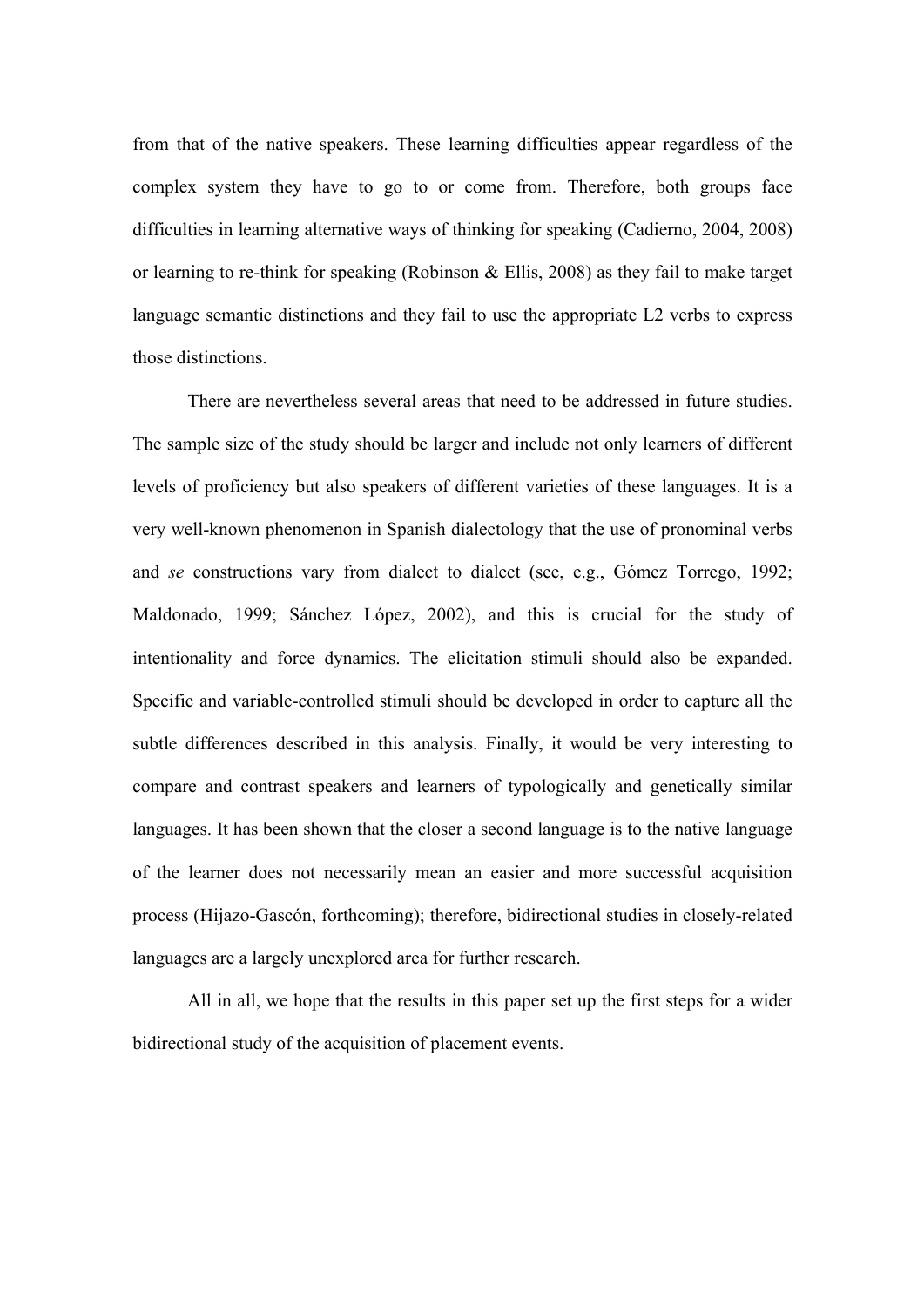from that of the native speakers. These learning difficulties appear regardless of the complex system they have to go to or come from. Therefore, both groups face difficulties in learning alternative ways of thinking for speaking (Cadierno, 2004, 2008) or learning to re-think for speaking (Robinson & Ellis, 2008) as they fail to make target language semantic distinctions and they fail to use the appropriate L2 verbs to express those distinctions.

There are nevertheless several areas that need to be addressed in future studies. The sample size of the study should be larger and include not only learners of different levels of proficiency but also speakers of different varieties of these languages. It is a very well-known phenomenon in Spanish dialectology that the use of pronominal verbs and *se* constructions vary from dialect to dialect (see, e.g., Gómez Torrego, 1992; Maldonado, 1999; Sánchez López, 2002), and this is crucial for the study of intentionality and force dynamics. The elicitation stimuli should also be expanded. Specific and variable-controlled stimuli should be developed in order to capture all the subtle differences described in this analysis. Finally, it would be very interesting to compare and contrast speakers and learners of typologically and genetically similar languages. It has been shown that the closer a second language is to the native language of the learner does not necessarily mean an easier and more successful acquisition process (Hijazo-Gascón, forthcoming); therefore, bidirectional studies in closely-related languages are a largely unexplored area for further research.

All in all, we hope that the results in this paper set up the first steps for a wider bidirectional study of the acquisition of placement events.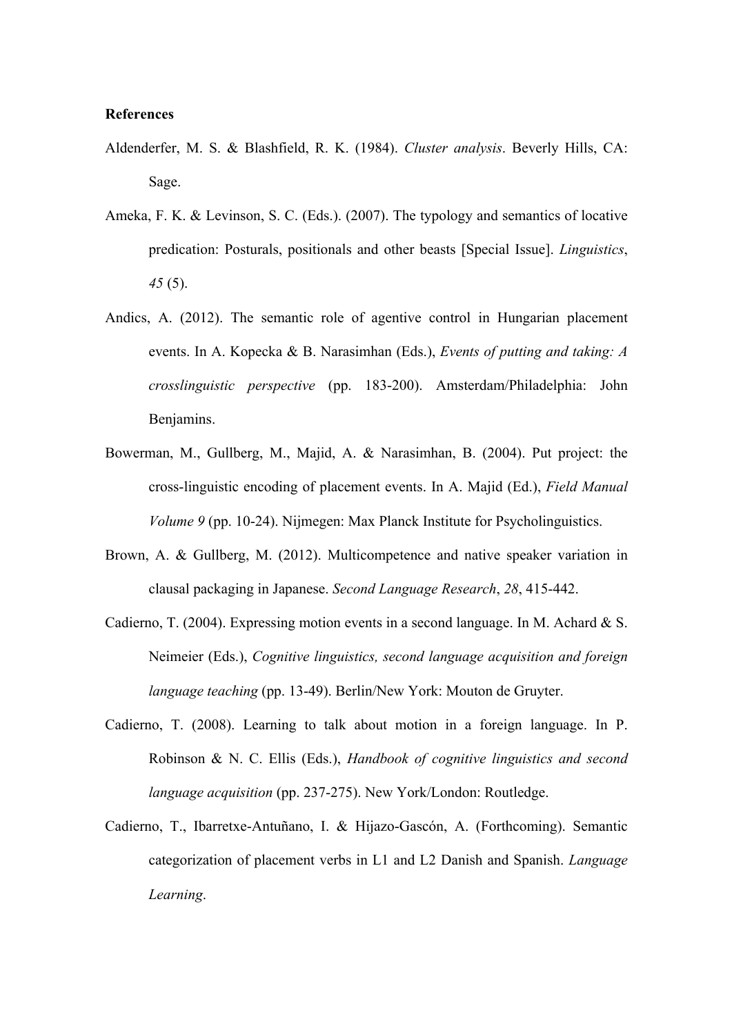**References**

Aldenderfer, M. S. & Blashfield, R. K. (1984). *Cluster analysis*. Beverly Hills, CA: Sage.

Ameka, F. K. & Levinson, S. C. (Eds.). (2007). The typology and semantics of locative predication: Posturals, positionals and other beasts [Special Issue]. *Linguistics*, *45* (5).

Andics, A. (2012). The semantic role of agentive control in Hungarian placement events. In A. Kopecka & B. Narasimhan (Eds.), *Events of putting and taking: A crosslinguistic perspective* (pp. 183-200). Amsterdam/Philadelphia: John Benjamins.

Bowerman, M., Gullberg, M., Majid, A. & Narasimhan, B. (2004). Put project: the cross-linguistic encoding of placement events. In A. Majid (Ed.), *Field Manual Volume 9* (pp. 10-24). Nijmegen: Max Planck Institute for Psycholinguistics.

Brown, A. & Gullberg, M. (2012). Multicompetence and native speaker variation in clausal packaging in Japanese. *Second Language Research*, *28*, 415-442.

Cadierno, T. (2004). Expressing motion events in a second language. In M. Achard & S. Neimeier (Eds.), *Cognitive linguistics, second language acquisition and foreign language teaching* (pp. 13-49). Berlin/New York: Mouton de Gruyter.

Cadierno, T. (2008). Learning to talk about motion in a foreign language. In P. Robinson & N. C. Ellis (Eds.), *Handbook of cognitive linguistics and second language acquisition* (pp. 237-275). New York/London: Routledge.

Cadierno, T., Ibarretxe-Antuñano, I. & Hijazo-Gascón, A. (Forthcoming). Semantic categorization of placement verbs in L1 and L2 Danish and Spanish. *Language Learning*.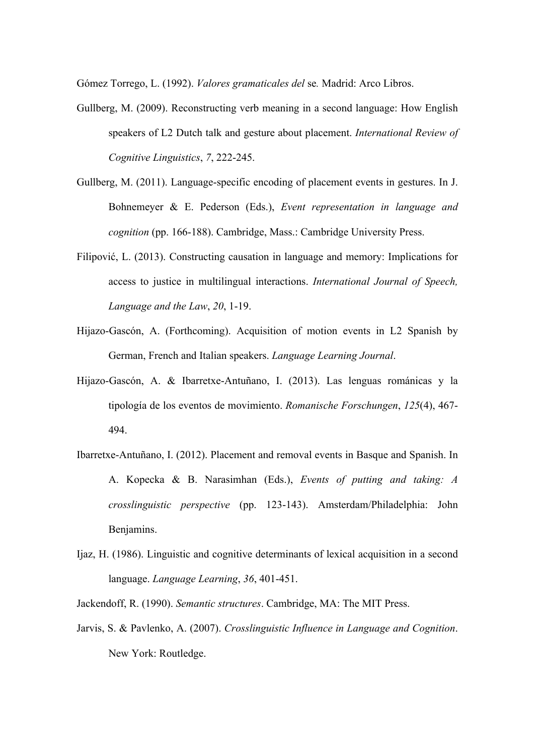Gómez Torrego, L. (1992). *Valores gramaticales del* se*.* Madrid: Arco Libros.

Gullberg, M. (2009). Reconstructing verb meaning in a second language: How English speakers of L2 Dutch talk and gesture about placement. *International Review of Cognitive Linguistics*, *7*, 222-245.

Gullberg, M. (2011). Language-specific encoding of placement events in gestures. In J. Bohnemeyer & E. Pederson (Eds.), *Event representation in language and cognition* (pp. 166-188). Cambridge, Mass.: Cambridge University Press.

Filipović, L. (2013). Constructing causation in language and memory: Implications for access to justice in multilingual interactions. *International Journal of Speech, Language and the Law*, *20*, 1-19.

Hijazo-Gascón, A. (Forthcoming). Acquisition of motion events in L2 Spanish by German, French and Italian speakers. *Language Learning Journal*.

Hijazo-Gascón, A. & Ibarretxe-Antuñano, I. (2013). Las lenguas románicas y la tipología de los eventos de movimiento. *Romanische Forschungen*, *125*(4), 467-494.

Ibarretxe-Antuñano, I. (2012). Placement and removal events in Basque and Spanish. In A. Kopecka & B. Narasimhan (Eds.), *Events of putting and taking: A crosslinguistic perspective* (pp. 123-143). Amsterdam/Philadelphia: John Benjamins.

Ijaz, H. (1986). Linguistic and cognitive determinants of lexical acquisition in a second language. *Language Learning*, *36*, 401-451.

Jackendoff, R. (1990). *Semantic structures*. Cambridge, MA: The MIT Press.

Jarvis, S. & Pavlenko, A. (2007). *Crosslinguistic Influence in Language and Cognition*. New York: Routledge.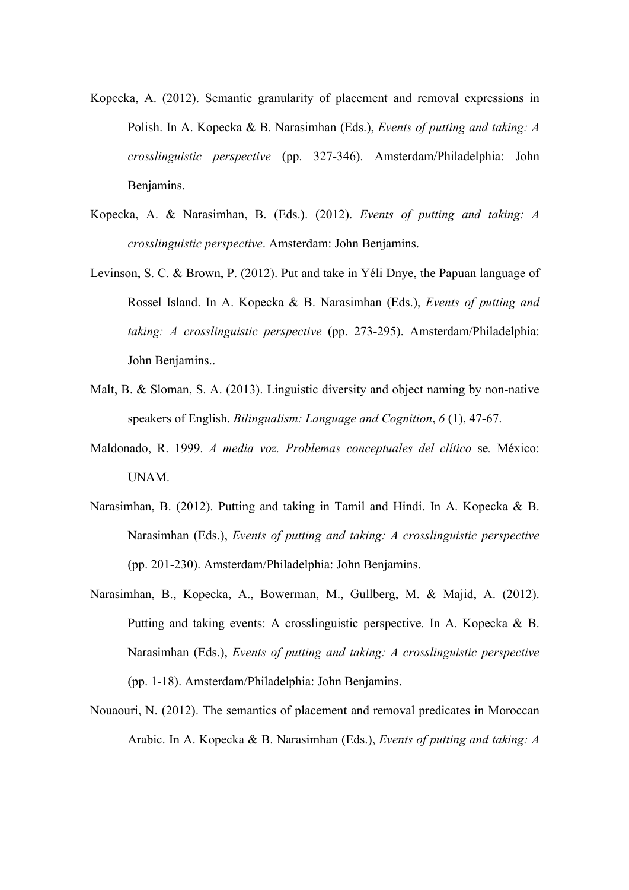Kopecka, A. (2012). Semantic granularity of placement and removal expressions in Polish. In A. Kopecka & B. Narasimhan (Eds.), *Events of putting and taking: A crosslinguistic perspective* (pp. 327-346). Amsterdam/Philadelphia: John Benjamins.

Kopecka, A. & Narasimhan, B. (Eds.). (2012). *Events of putting and taking: A crosslinguistic perspective*. Amsterdam: John Benjamins.

Levinson, S. C. & Brown, P. (2012). Put and take in Yéli Dnye, the Papuan language of Rossel Island. In A. Kopecka & B. Narasimhan (Eds.), *Events of putting and taking: A crosslinguistic perspective* (pp. 273-295). Amsterdam/Philadelphia: John Benjamins..

Malt, B. & Sloman, S. A. (2013). Linguistic diversity and object naming by non-native speakers of English. *Bilingualism: Language and Cognition*, *6* (1), 47-67.

Maldonado, R. 1999. *A media voz. Problemas conceptuales del clítico* se*.* México: UNAM.

Narasimhan, B. (2012). Putting and taking in Tamil and Hindi. In A. Kopecka & B. Narasimhan (Eds.), *Events of putting and taking: A crosslinguistic perspective* (pp. 201-230). Amsterdam/Philadelphia: John Benjamins.

Narasimhan, B., Kopecka, A., Bowerman, M., Gullberg, M. & Majid, A. (2012). Putting and taking events: A crosslinguistic perspective. In A. Kopecka & B. Narasimhan (Eds.), *Events of putting and taking: A crosslinguistic perspective* (pp. 1-18). Amsterdam/Philadelphia: John Benjamins.

Nouaouri, N. (2012). The semantics of placement and removal predicates in Moroccan Arabic. In A. Kopecka & B. Narasimhan (Eds.), *Events of putting and taking: A*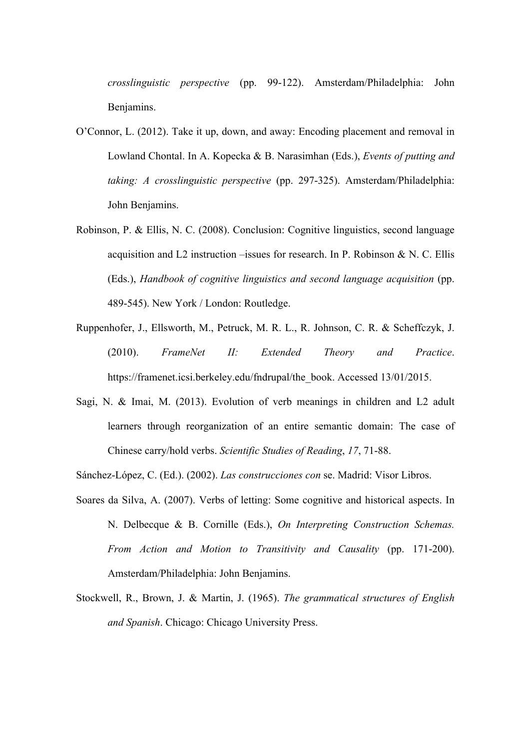*crosslinguistic perspective* (pp. 99-122). Amsterdam/Philadelphia: John Benjamins.

O'Connor, L. (2012). Take it up, down, and away: Encoding placement and removal in Lowland Chontal. In A. Kopecka & B. Narasimhan (Eds.), *Events of putting and taking: A crosslinguistic perspective* (pp. 297-325). Amsterdam/Philadelphia: John Benjamins.

Robinson, P. & Ellis, N. C. (2008). Conclusion: Cognitive linguistics, second language acquisition and L2 instruction –issues for research. In P. Robinson & N. C. Ellis (Eds.), *Handbook of cognitive linguistics and second language acquisition* (pp. 489-545). New York / London: Routledge.

Ruppenhofer, J., Ellsworth, M., Petruck, M. R. L., R. Johnson, C. R. & Scheffczyk, J. (2010). *FrameNet II: Extended Theory and Practice*. https://framenet.icsi.berkeley.edu/fndrupal/the_book. Accessed 13/01/2015.

Sagi, N. & Imai, M. (2013). Evolution of verb meanings in children and L2 adult learners through reorganization of an entire semantic domain: The case of Chinese carry/hold verbs. *Scientific Studies of Reading*, *17*, 71-88.

Sánchez-López, C. (Ed.). (2002). *Las construcciones con* se. Madrid: Visor Libros.

Soares da Silva, A. (2007). Verbs of letting: Some cognitive and historical aspects. In N. Delbecque & B. Cornille (Eds.), *On Interpreting Construction Schemas. From Action and Motion to Transitivity and Causality* (pp. 171-200). Amsterdam/Philadelphia: John Benjamins.

Stockwell, R., Brown, J. & Martin, J. (1965). *The grammatical structures of English and Spanish*. Chicago: Chicago University Press.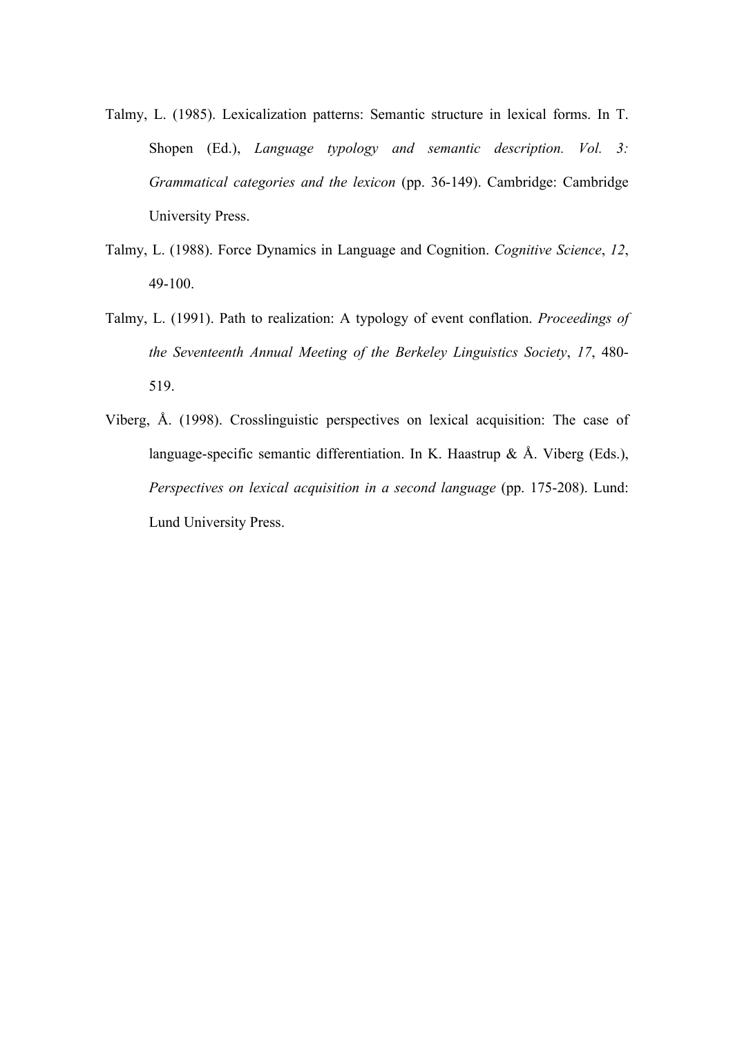Talmy, L. (1985). Lexicalization patterns: Semantic structure in lexical forms. In T. Shopen (Ed.), *Language typology and semantic description. Vol. 3: Grammatical categories and the lexicon* (pp. 36-149). Cambridge: Cambridge University Press.

Talmy, L. (1988). Force Dynamics in Language and Cognition. *Cognitive Science*, *12*, 49-100.

Talmy, L. (1991). Path to realization: A typology of event conflation. *Proceedings of the Seventeenth Annual Meeting of the Berkeley Linguistics Society*, *17*, 480-519.

Viberg, Å. (1998). Crosslinguistic perspectives on lexical acquisition: The case of language-specific semantic differentiation. In K. Haastrup & Å. Viberg (Eds.), *Perspectives on lexical acquisition in a second language* (pp. 175-208). Lund: Lund University Press.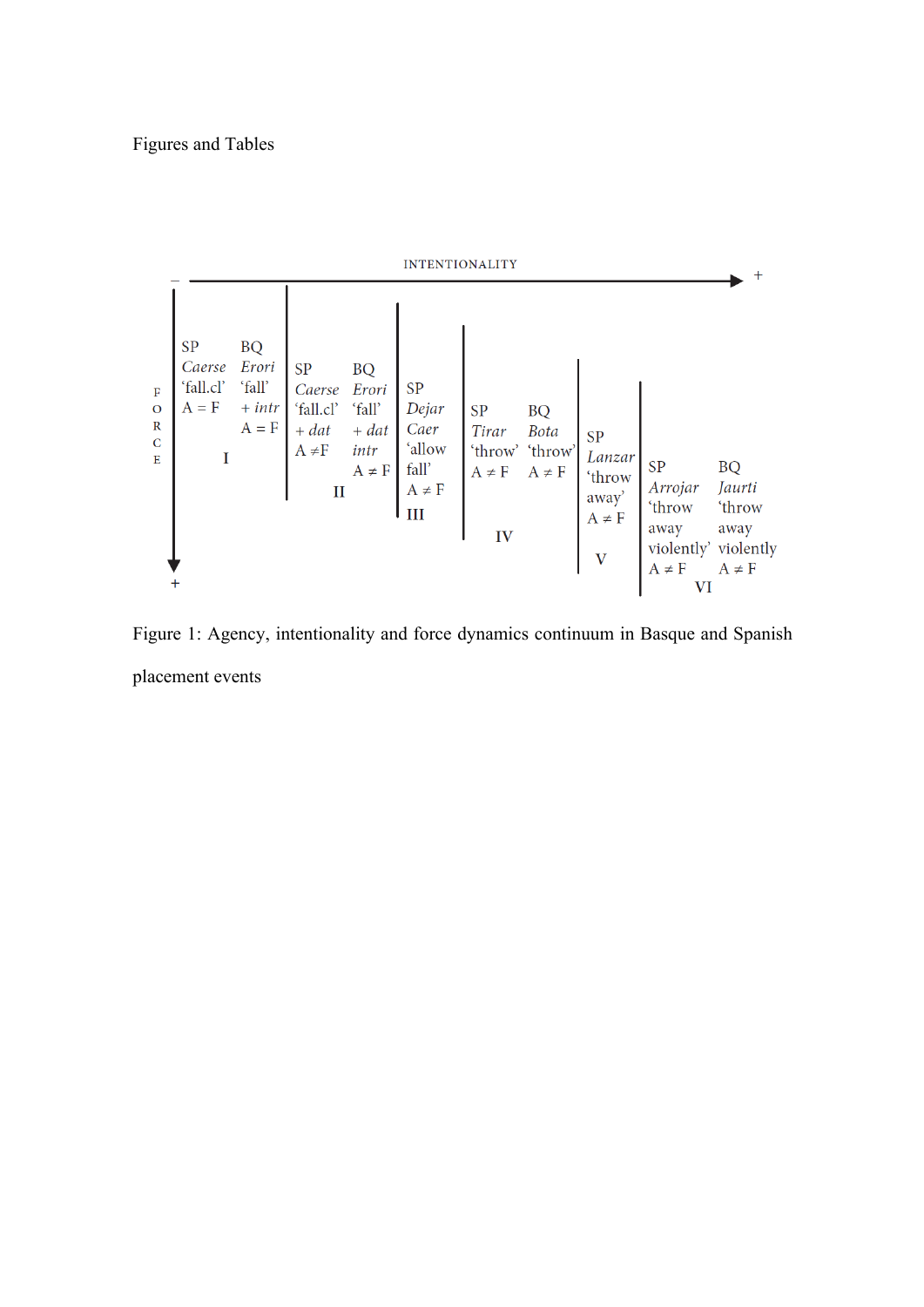Figures and Tables

INTENTIONALITY

| FORCE | I | | II | | III | IV | | V | VI | |
|---|---|---|---|---|---|---|---|---|---|---|
| | SP *Caerse* 'fall.cl' A = F | BQ *Erori* 'fall' + *intr* A = F | SP *Caerse* 'fall.cl' + *dat* A ≠F | BQ *Erori* 'fall' + *dat* *intr* A ≠ F | SP *Dejar Caer* 'allow fall' A ≠ F | SP *Tirar* 'throw' A ≠ F | BQ *Bota* 'throw' A ≠ F | SP *Lanzar* 'throw away' A ≠ F | SP *Arrojar* 'throw away violently' A ≠ F | BQ *Jaurti* 'throw away violently A ≠ F |

Figure 1: Agency, intentionality and force dynamics continuum in Basque and Spanish placement events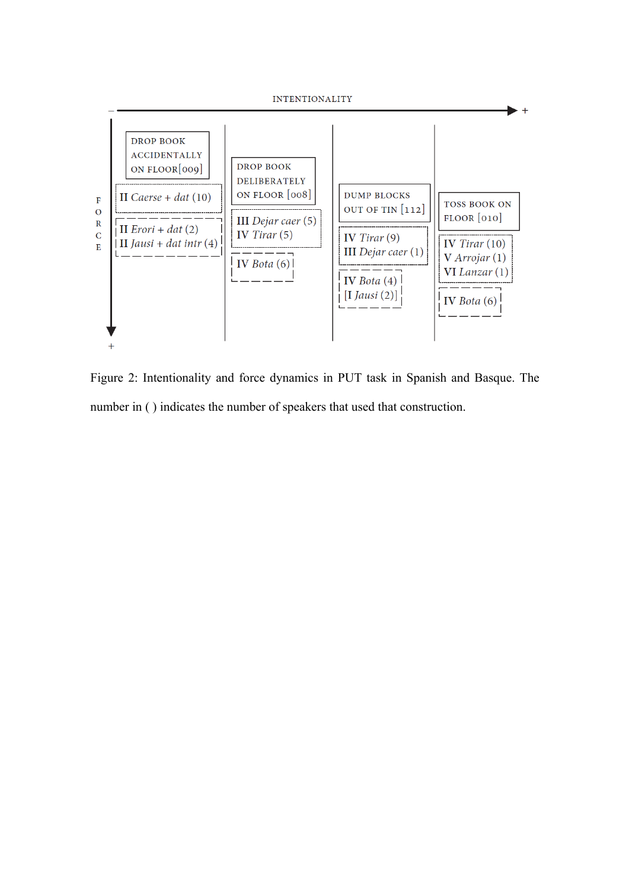INTENTIONALITY

– → +

FORCE (– ↓ +)

| DROP BOOK ACCIDENTALLY ON FLOOR [009] | DROP BOOK DELIBERATELY ON FLOOR [008] | DUMP BLOCKS OUT OF TIN [112] | TOSS BOOK ON FLOOR [010] |
|---|---|---|---|
| II *Caerse + dat* (10) | III *Dejar caer* (5)<br>IV *Tirar* (5) | IV *Tirar* (9)<br>III *Dejar caer* (1) | IV *Tirar* (10)<br>V *Arrojar* (1)<br>VI *Lanzar* (1) |
| II *Erori + dat* (2)<br>II *Jausi + dat intr* (4) | IV *Bota* (6) | IV *Bota* (4)<br>[I *Jausi* (2)] | IV *Bota* (6) |

Figure 2: Intentionality and force dynamics in PUT task in Spanish and Basque. The number in ( ) indicates the number of speakers that used that construction.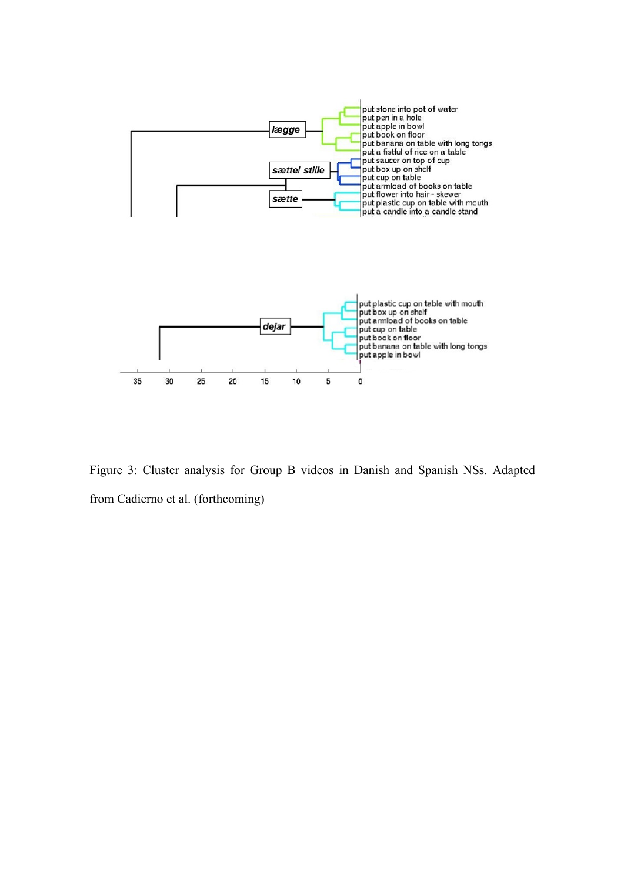Figure 3: Cluster analysis for Group B videos in Danish and Spanish NSs. Adapted from Cadierno et al. (forthcoming)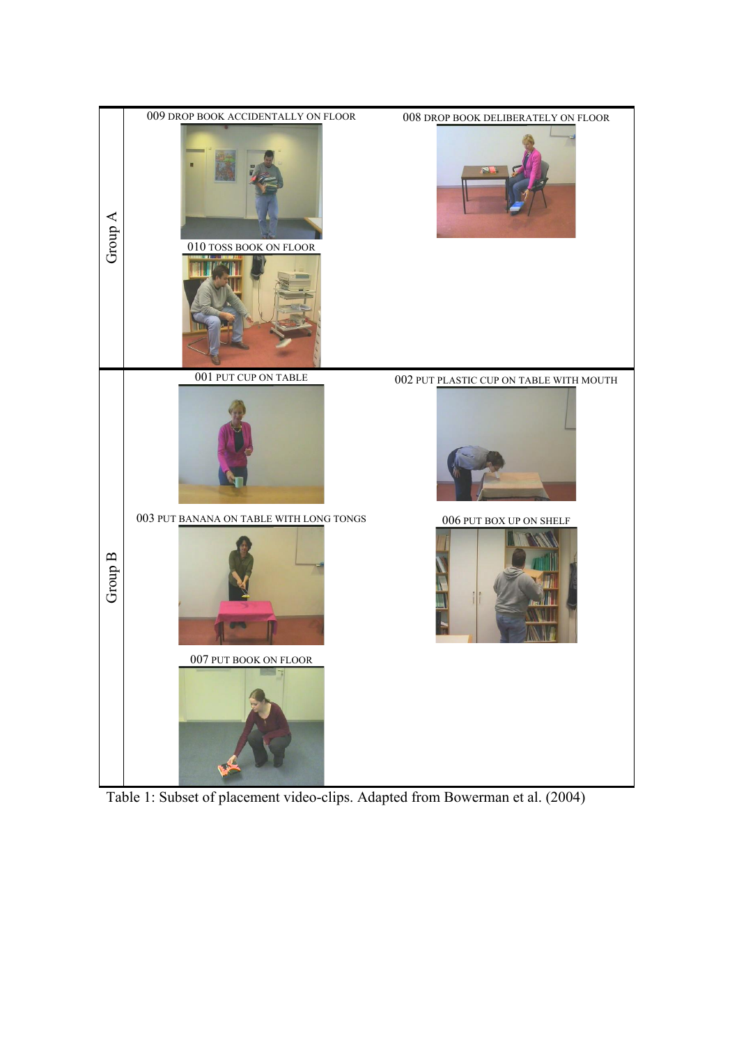| | | |
|---|---|---|
| Group A | 009 DROP BOOK ACCIDENTALLY ON FLOOR | 008 DROP BOOK DELIBERATELY ON FLOOR |
| | 010 TOSS BOOK ON FLOOR | |
| Group B | 001 PUT CUP ON TABLE | 002 PUT PLASTIC CUP ON TABLE WITH MOUTH |
| | 003 PUT BANANA ON TABLE WITH LONG TONGS | 006 PUT BOX UP ON SHELF |
| | 007 PUT BOOK ON FLOOR | |

Table 1: Subset of placement video-clips. Adapted from Bowerman et al. (2004)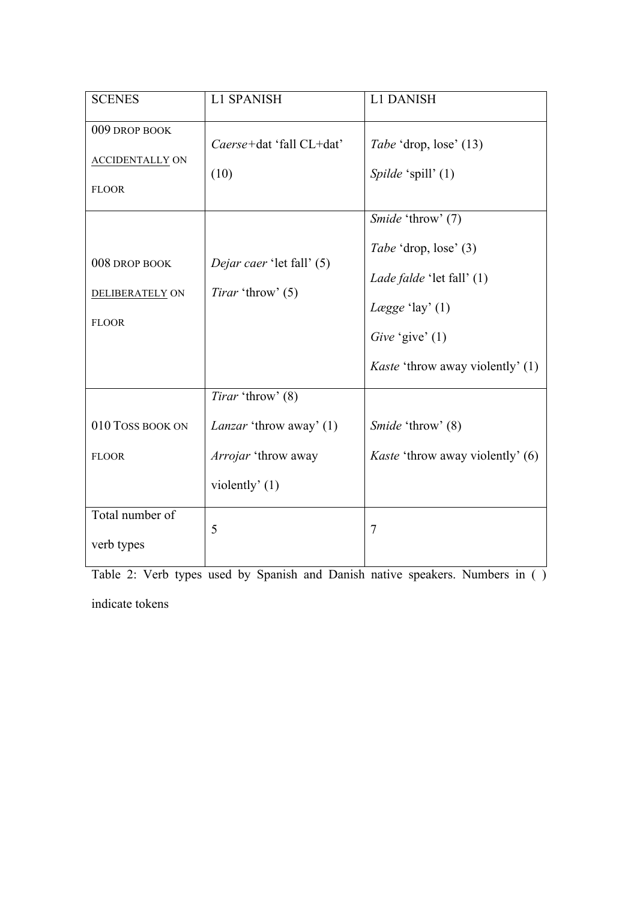| SCENES | L1 SPANISH | L1 DANISH |
|---|---|---|
| 009 DROP BOOK ACCIDENTALLY ON FLOOR | *Caerse*+dat 'fall CL+dat' (10) | *Tabe* 'drop, lose' (13)<br>*Spilde* 'spill' (1) |
| 008 DROP BOOK DELIBERATELY ON FLOOR | *Dejar caer* 'let fall' (5)<br>*Tirar* 'throw' (5) | *Smide* 'throw' (7)<br>*Tabe* 'drop, lose' (3)<br>*Lade falde* 'let fall' (1)<br>*Lægge* 'lay' (1)<br>*Give* 'give' (1)<br>*Kaste* 'throw away violently' (1) |
| 010 TOSS BOOK ON FLOOR | *Tirar* 'throw' (8)<br>*Lanzar* 'throw away' (1)<br>*Arrojar* 'throw away violently' (1) | *Smide* 'throw' (8)<br>*Kaste* 'throw away violently' (6) |
| Total number of verb types | 5 | 7 |

Table 2: Verb types used by Spanish and Danish native speakers. Numbers in ( ) indicate tokens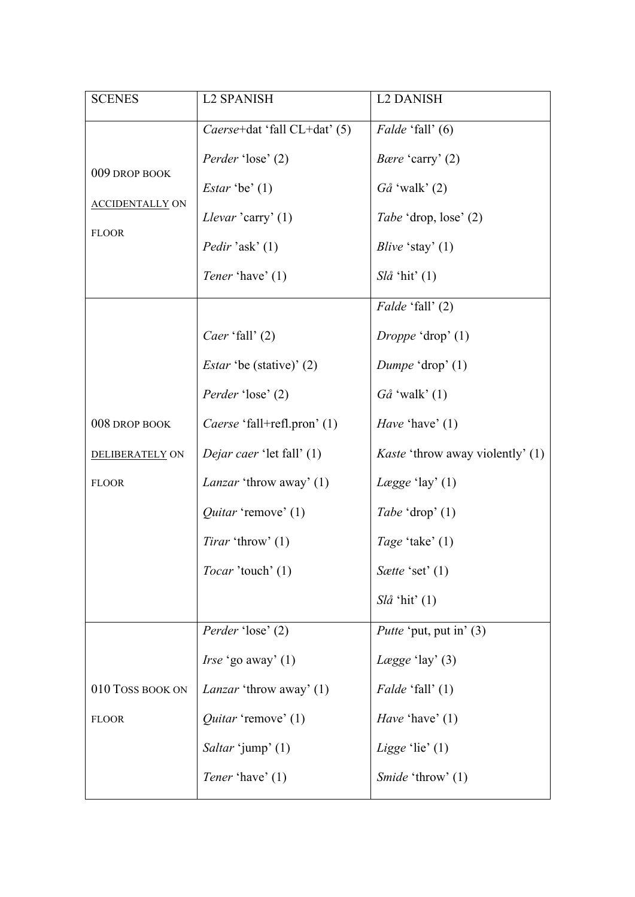| SCENES | L2 SPANISH | L2 DANISH |
|---|---|---|
| 009 DROP BOOK ACCIDENTALLY ON FLOOR | *Caerse*+dat 'fall CL+dat' (5)<br>*Perder* 'lose' (2)<br>*Estar* 'be' (1)<br>*Llevar* 'carry' (1)<br>*Pedir* 'ask' (1)<br>*Tener* 'have' (1) | *Falde* 'fall' (6)<br>*Bære* 'carry' (2)<br>*Gå* 'walk' (2)<br>*Tabe* 'drop, lose' (2)<br>*Blive* 'stay' (1)<br>*Slå* 'hit' (1) |
| 008 DROP BOOK DELIBERATELY ON FLOOR | *Caer* 'fall' (2)<br>*Estar* 'be (stative)' (2)<br>*Perder* 'lose' (2)<br>*Caerse* 'fall+refl.pron' (1)<br>*Dejar caer* 'let fall' (1)<br>*Lanzar* 'throw away' (1)<br>*Quitar* 'remove' (1)<br>*Tirar* 'throw' (1)<br>*Tocar* 'touch' (1) | *Falde* 'fall' (2)<br>*Droppe* 'drop' (1)<br>*Dumpe* 'drop' (1)<br>*Gå* 'walk' (1)<br>*Have* 'have' (1)<br>*Kaste* 'throw away violently' (1)<br>*Lægge* 'lay' (1)<br>*Tabe* 'drop' (1)<br>*Tage* 'take' (1)<br>*Sætte* 'set' (1)<br>*Slå* 'hit' (1) |
| 010 TOSS BOOK ON FLOOR | *Perder* 'lose' (2)<br>*Irse* 'go away' (1)<br>*Lanzar* 'throw away' (1)<br>*Quitar* 'remove' (1)<br>*Saltar* 'jump' (1)<br>*Tener* 'have' (1) | *Putte* 'put, put in' (3)<br>*Lægge* 'lay' (3)<br>*Falde* 'fall' (1)<br>*Have* 'have' (1)<br>*Ligge* 'lie' (1)<br>*Smide* 'throw' (1) |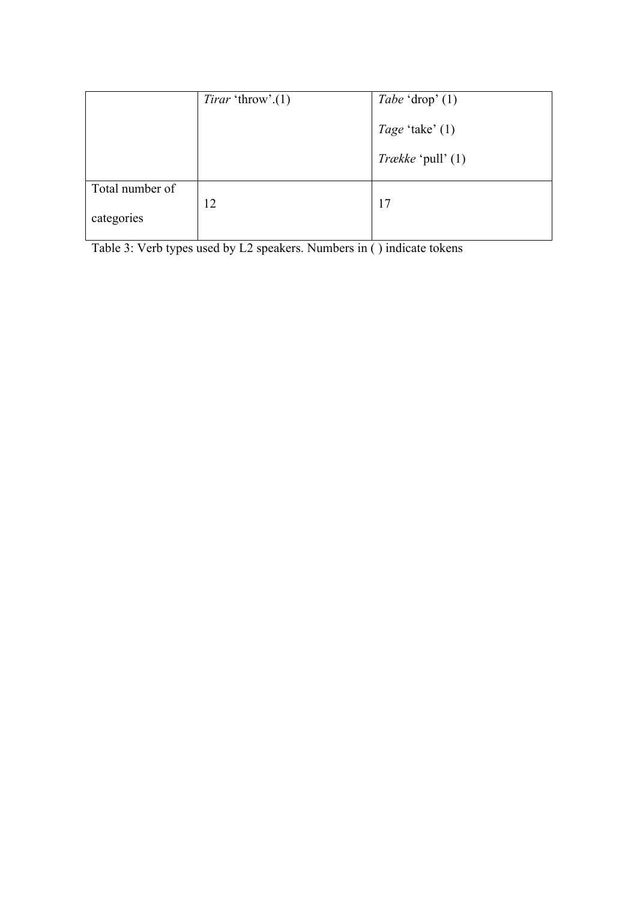| | | |
|---|---|---|
| | *Tirar* 'throw'.(1) | *Tabe* 'drop' (1)<br><br>*Tage* 'take' (1)<br><br>*Trække* 'pull' (1) |
| Total number of categories | 12 | 17 |

Table 3: Verb types used by L2 speakers. Numbers in ( ) indicate tokens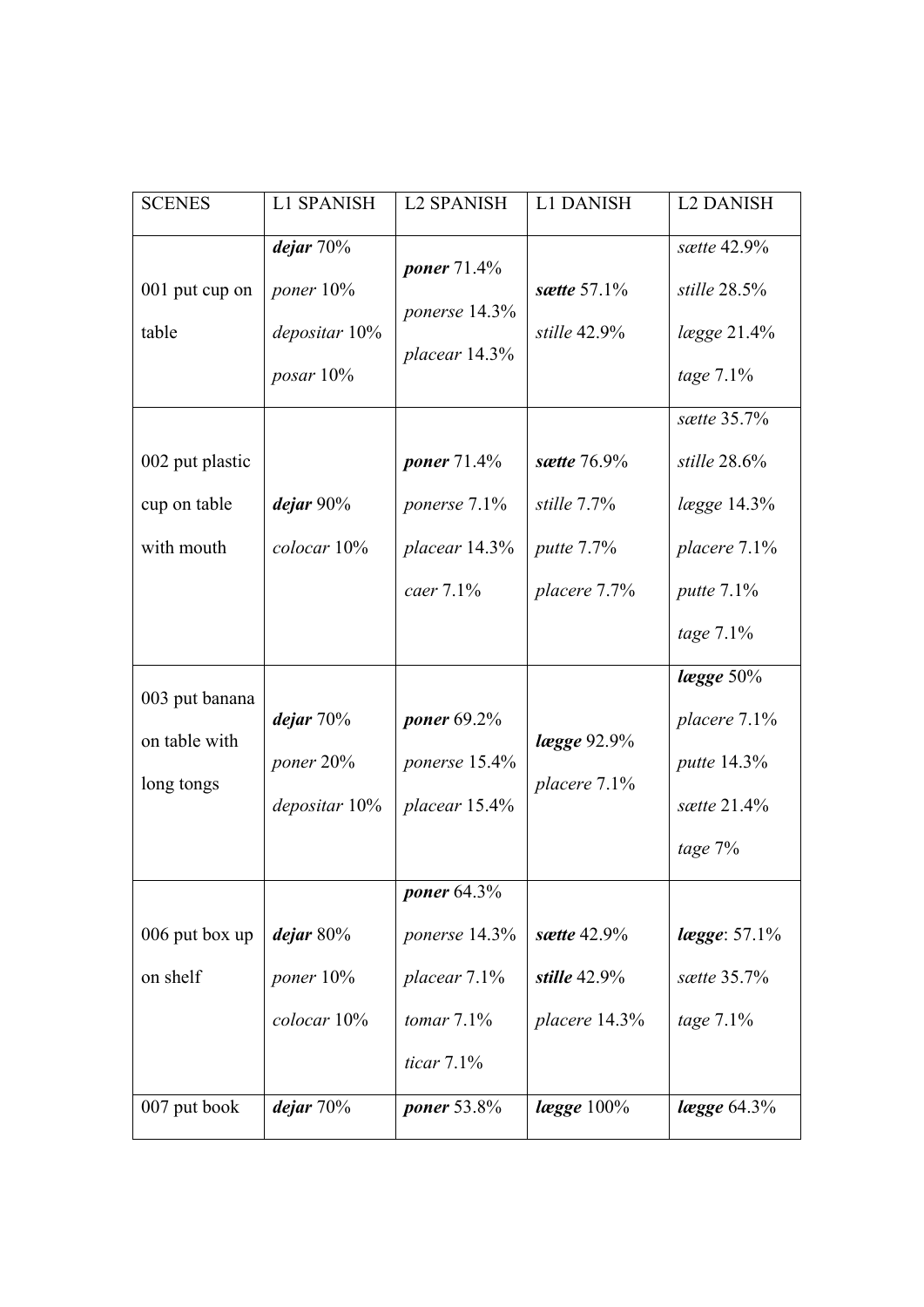| SCENES | L1 SPANISH | L2 SPANISH | L1 DANISH | L2 DANISH |
|---|---|---|---|---|
| 001 put cup on table | ***dejar*** 70%<br>*poner* 10%<br>*depositar* 10%<br>*posar* 10% | ***poner*** 71.4%<br>*ponerse* 14.3%<br>*placear* 14.3% | ***sætte*** 57.1%<br>*stille* 42.9% | *sætte* 42.9%<br>*stille* 28.5%<br>*lægge* 21.4%<br>*tage* 7.1% |
| 002 put plastic cup on table with mouth | ***dejar*** 90%<br>*colocar* 10% | ***poner*** 71.4%<br>*ponerse* 7.1%<br>*placear* 14.3%<br>*caer* 7.1% | ***sætte*** 76.9%<br>*stille* 7.7%<br>*putte* 7.7%<br>*placere* 7.7% | *sætte* 35.7%<br>*stille* 28.6%<br>*lægge* 14.3%<br>*placere* 7.1%<br>*putte* 7.1%<br>*tage* 7.1% |
| 003 put banana on table with long tongs | ***dejar*** 70%<br>*poner* 20%<br>*depositar* 10% | ***poner*** 69.2%<br>*ponerse* 15.4%<br>*placear* 15.4% | ***lægge*** 92.9%<br>*placere* 7.1% | ***lægge*** 50%<br>*placere* 7.1%<br>*putte* 14.3%<br>*sætte* 21.4%<br>*tage* 7% |
| 006 put box up on shelf | ***dejar*** 80%<br>*poner* 10%<br>*colocar* 10% | ***poner*** 64.3%<br>*ponerse* 14.3%<br>*placear* 7.1%<br>*tomar* 7.1%<br>*ticar* 7.1% | ***sætte*** 42.9%<br>***stille*** 42.9%<br>*placere* 14.3% | ***lægge***: 57.1%<br>*sætte* 35.7%<br>*tage* 7.1% |
| 007 put book | ***dejar*** 70% | ***poner*** 53.8% | ***lægge*** 100% | ***lægge*** 64.3% |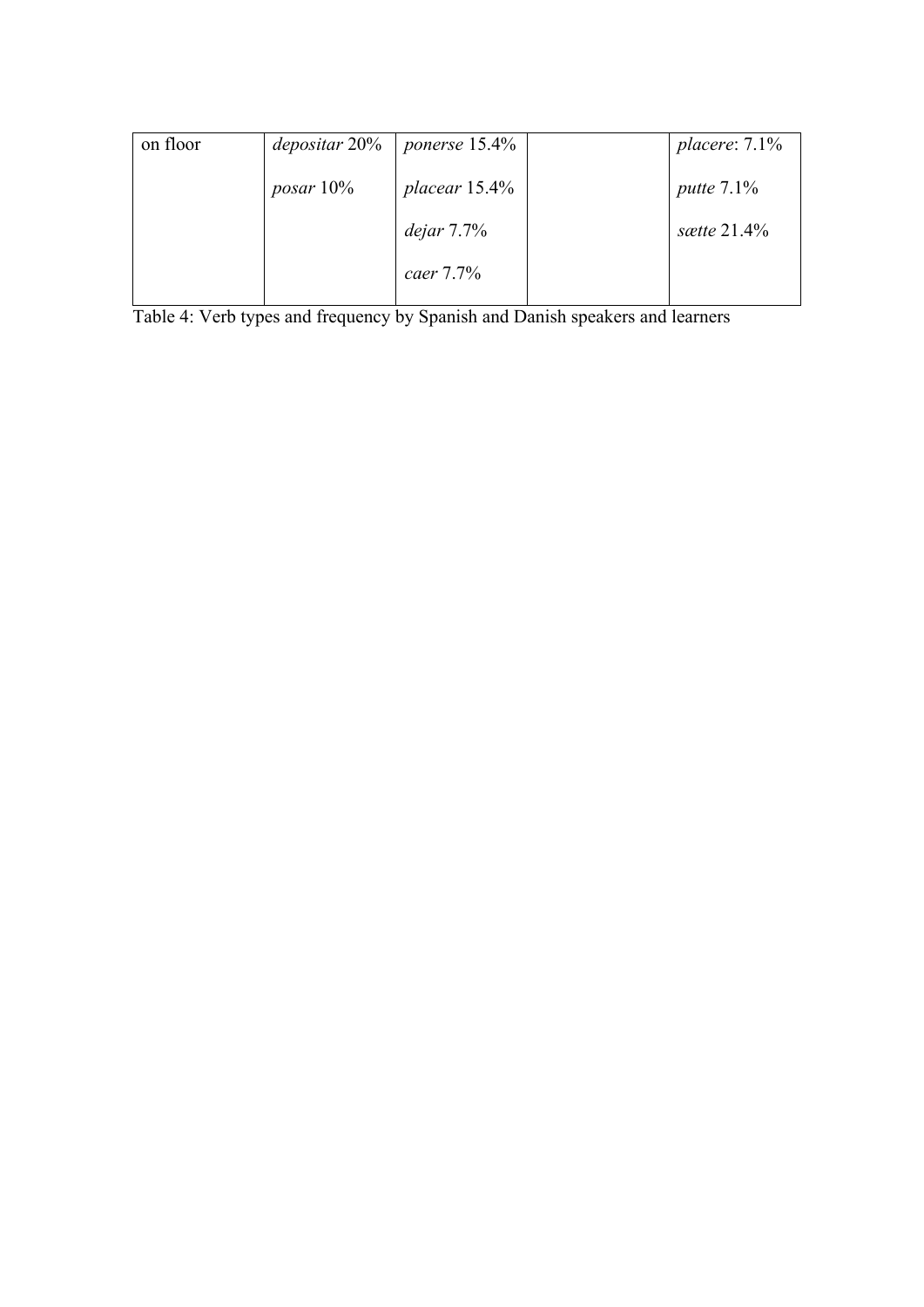| on floor | *depositar* 20%<br>*posar* 10% | *ponerse* 15.4%<br>*placear* 15.4%<br>*dejar* 7.7%<br>*caer* 7.7% | | *placere*: 7.1%<br>*putte* 7.1%<br>*sætte* 21.4% |
|---|---|---|---|---|

Table 4: Verb types and frequency by Spanish and Danish speakers and learners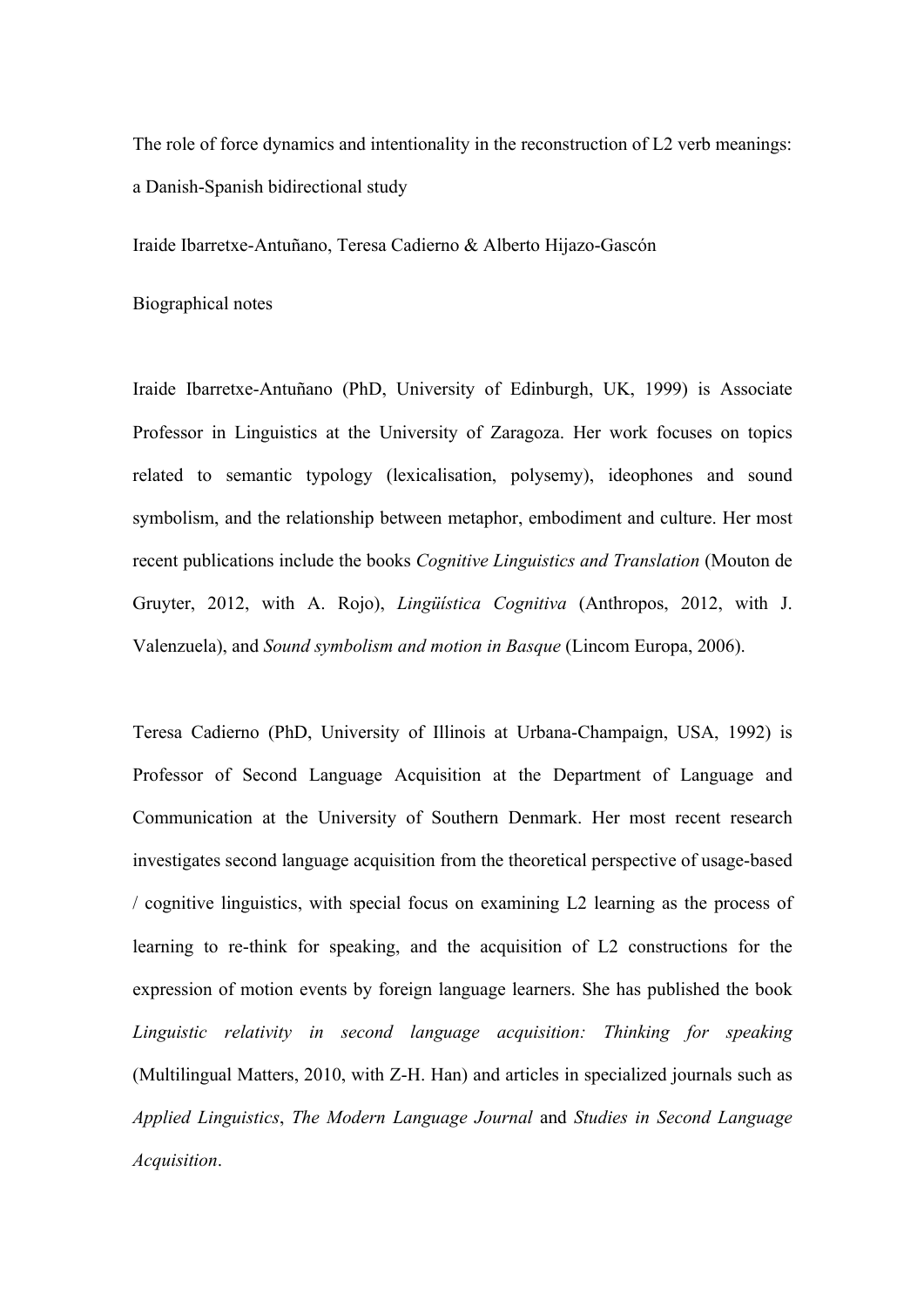The role of force dynamics and intentionality in the reconstruction of L2 verb meanings: a Danish-Spanish bidirectional study

Iraide Ibarretxe-Antuñano, Teresa Cadierno & Alberto Hijazo-Gascón

Biographical notes

Iraide Ibarretxe-Antuñano (PhD, University of Edinburgh, UK, 1999) is Associate Professor in Linguistics at the University of Zaragoza. Her work focuses on topics related to semantic typology (lexicalisation, polysemy), ideophones and sound symbolism, and the relationship between metaphor, embodiment and culture. Her most recent publications include the books *Cognitive Linguistics and Translation* (Mouton de Gruyter, 2012, with A. Rojo), *Lingüística Cognitiva* (Anthropos, 2012, with J. Valenzuela), and *Sound symbolism and motion in Basque* (Lincom Europa, 2006).

Teresa Cadierno (PhD, University of Illinois at Urbana-Champaign, USA, 1992) is Professor of Second Language Acquisition at the Department of Language and Communication at the University of Southern Denmark. Her most recent research investigates second language acquisition from the theoretical perspective of usage-based / cognitive linguistics, with special focus on examining L2 learning as the process of learning to re-think for speaking, and the acquisition of L2 constructions for the expression of motion events by foreign language learners. She has published the book *Linguistic relativity in second language acquisition: Thinking for speaking* (Multilingual Matters, 2010, with Z-H. Han) and articles in specialized journals such as *Applied Linguistics*, *The Modern Language Journal* and *Studies in Second Language Acquisition*.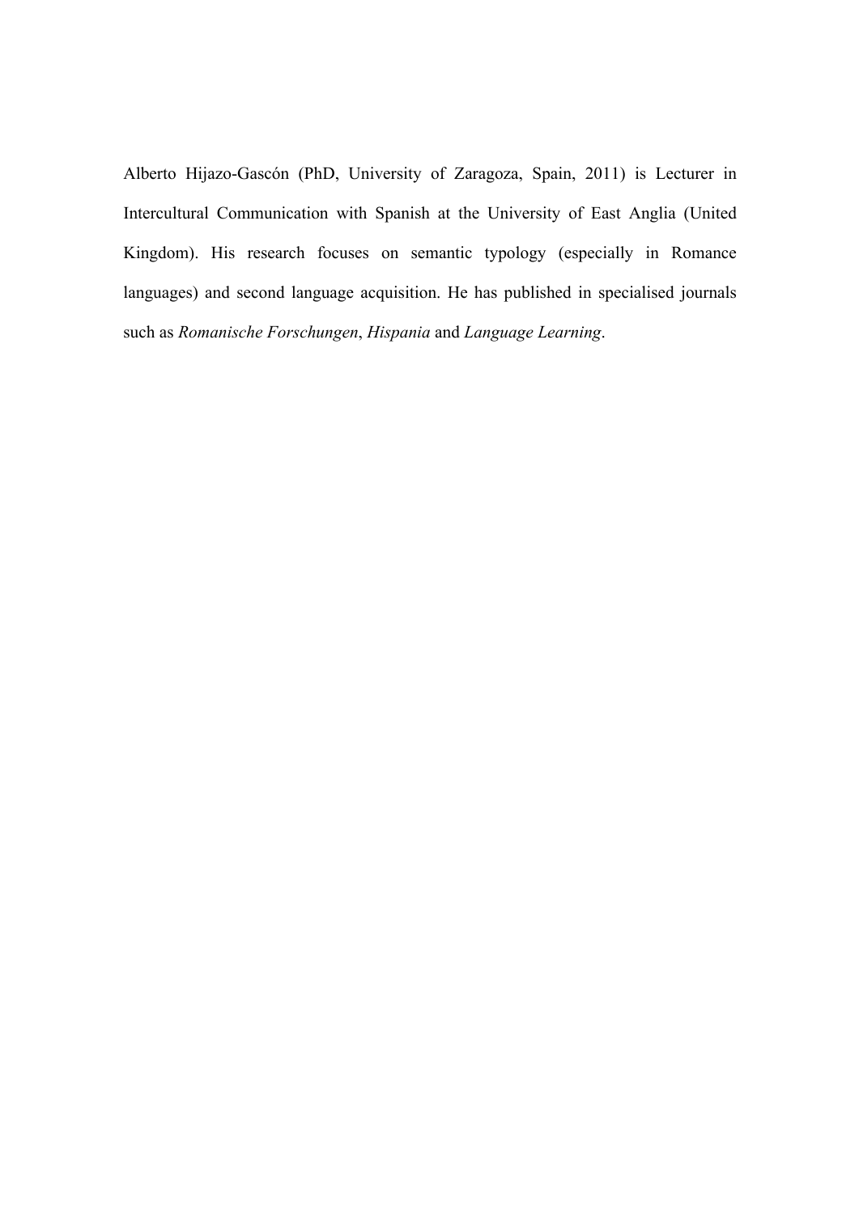Alberto Hijazo-Gascón (PhD, University of Zaragoza, Spain, 2011) is Lecturer in Intercultural Communication with Spanish at the University of East Anglia (United Kingdom). His research focuses on semantic typology (especially in Romance languages) and second language acquisition. He has published in specialised journals such as *Romanische Forschungen*, *Hispania* and *Language Learning*.